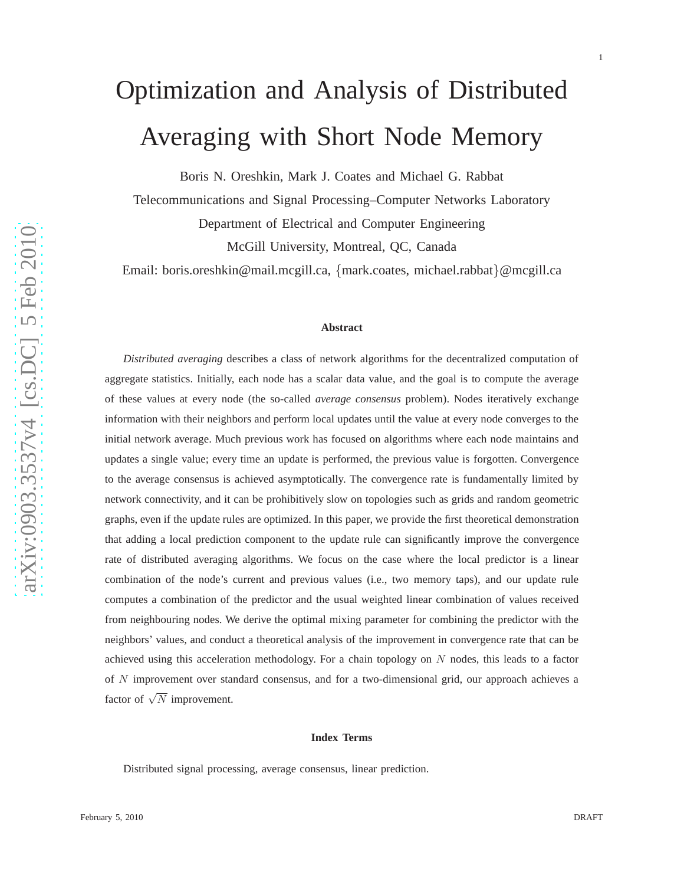# Optimization and Analysis of Distributed Averaging with Short Node Memory

Boris N. Oreshkin, Mark J. Coates and Michael G. Rabbat

Telecommunications and Signal Processing–Computer Networks Laboratory

Department of Electrical and Computer Engineering

McGill University, Montreal, QC, Canada

Email: boris.oreshkin@mail.mcgill.ca, {mark.coates, michael.rabbat}@mcgill.ca

### Abstract

*Distributed averaging* describes a class of network algorithms for the decentralized computation of aggregate statistics. Initially, each node has a scalar data value, and the goal is to compute the average of these values at every node (the so-called *average consensus* problem). Nodes iteratively exchange information with their neighbors and perform local updates until the value at every node converges to the initial network average. Much previous work has focused on algorithms where each node maintains and updates a single value; every time an update is performed, the previous value is forgotten. Convergence to the average consensus is achieved asymptotically. The convergence rate is fundamentally limited by network connectivity, and it can be prohibitively slow on topologies such as grids and random geometric graphs, even if the update rules are optimized. In this paper, we provide the first theoretical demonstration that adding a local prediction component to the update rule can significantly improve the convergence rate of distributed averaging algorithms. We focus on the case where the local predictor is a linear combination of the node's current and previous values (i.e., two memory taps), and our update rule computes a combination of the predictor and the usual weighted linear combination of values received from neighbouring nodes. We derive the optimal mixing parameter for combining the predictor with the neighbors' values, and conduct a theoretical analysis of the improvement in convergence rate that can be achieved using this acceleration methodology. For a chain topology on $N$ nodes, this leads to a factor of $N$ improvement over standard consensus, and for a two-dimensional grid, our approach achieves a factor of $\sqrt{N}$ improvement.

### Index Terms

Distributed signal processing, average consensus, linear prediction.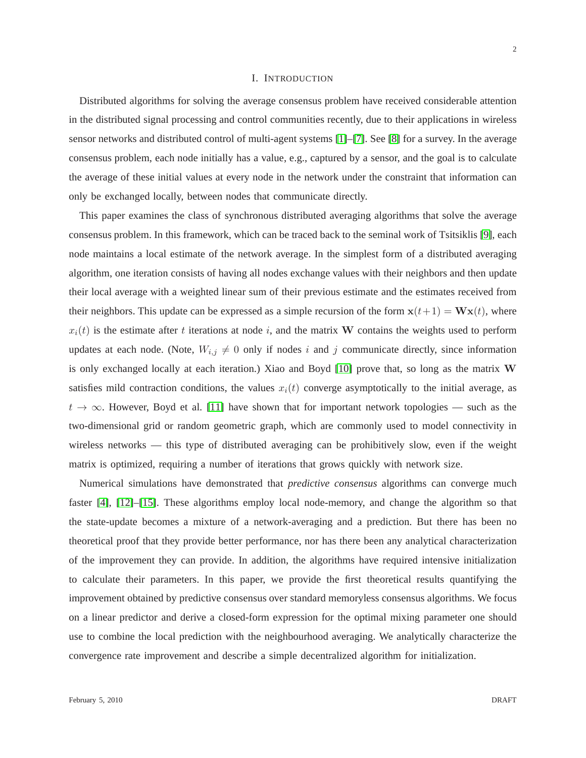# I. Introduction

Distributed algorithms for solving the average consensus problem have received considerable attention in the distributed signal processing and control communities recently, due to their applications in wireless sensor networks and distributed control of multi-agent systems [1]–[7]. See [8] for a survey. In the average consensus problem, each node initially has a value, e.g., captured by a sensor, and the goal is to calculate the average of these initial values at every node in the network under the constraint that information can only be exchanged locally, between nodes that communicate directly.

This paper examines the class of synchronous distributed averaging algorithms that solve the average consensus problem. In this framework, which can be traced back to the seminal work of Tsitsiklis [9], each node maintains a local estimate of the network average. In the simplest form of a distributed averaging algorithm, one iteration consists of having all nodes exchange values with their neighbors and then update their local average with a weighted linear sum of their previous estimate and the estimates received from their neighbors. This update can be expressed as a simple recursion of the form $\mathbf{x}(t+1) = \mathbf{W}\mathbf{x}(t)$, where $x_i(t)$ is the estimate after $t$ iterations at node $i$, and the matrix $\mathbf{W}$ contains the weights used to perform updates at each node. (Note, $W_{i,j} \neq 0$ only if nodes $i$ and $j$ communicate directly, since information is only exchanged locally at each iteration.) Xiao and Boyd [10] prove that, so long as the matrix $\mathbf{W}$ satisfies mild contraction conditions, the values $x_i(t)$ converge asymptotically to the initial average, as $t \to \infty$. However, Boyd et al. [11] have shown that for important network topologies — such as the two-dimensional grid or random geometric graph, which are commonly used to model connectivity in wireless networks — this type of distributed averaging can be prohibitively slow, even if the weight matrix is optimized, requiring a number of iterations that grows quickly with network size.

Numerical simulations have demonstrated that *predictive consensus* algorithms can converge much faster [4], [12]–[15]. These algorithms employ local node-memory, and change the algorithm so that the state-update becomes a mixture of a network-averaging and a prediction. But there has been no theoretical proof that they provide better performance, nor has there been any analytical characterization of the improvement they can provide. In addition, the algorithms have required intensive initialization to calculate their parameters. In this paper, we provide the first theoretical results quantifying the improvement obtained by predictive consensus over standard memoryless consensus algorithms. We focus on a linear predictor and derive a closed-form expression for the optimal mixing parameter one should use to combine the local prediction with the neighbourhood averaging. We analytically characterize the convergence rate improvement and describe a simple decentralized algorithm for initialization.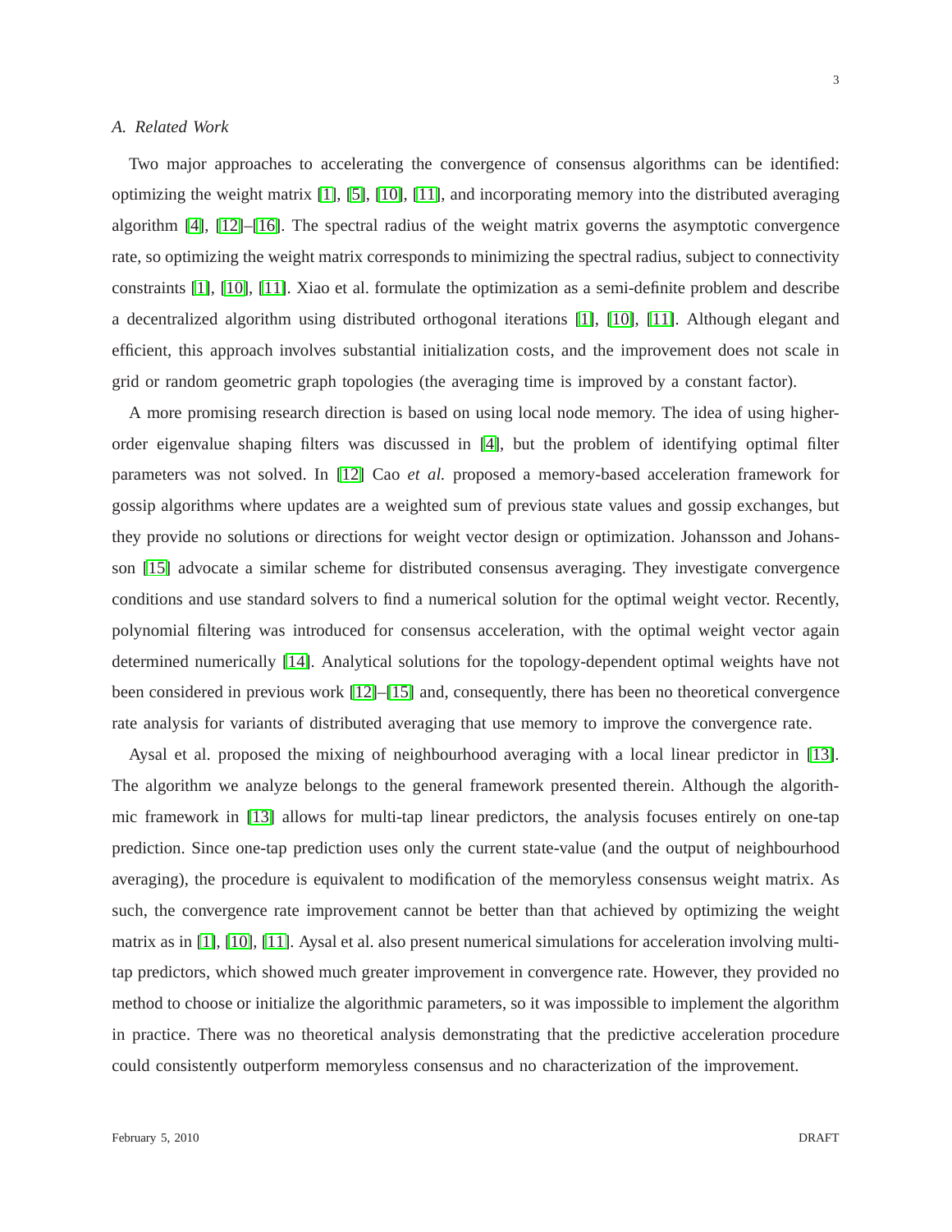### A. Related Work

Two major approaches to accelerating the convergence of consensus algorithms can be identified: optimizing the weight matrix [1], [5], [10], [11], and incorporating memory into the distributed averaging algorithm [4], [12]–[16]. The spectral radius of the weight matrix governs the asymptotic convergence rate, so optimizing the weight matrix corresponds to minimizing the spectral radius, subject to connectivity constraints [1], [10], [11]. Xiao et al. formulate the optimization as a semi-definite problem and describe a decentralized algorithm using distributed orthogonal iterations [1], [10], [11]. Although elegant and efficient, this approach involves substantial initialization costs, and the improvement does not scale in grid or random geometric graph topologies (the averaging time is improved by a constant factor).

A more promising research direction is based on using local node memory. The idea of using higher-order eigenvalue shaping filters was discussed in [4], but the problem of identifying optimal filter parameters was not solved. In [12] Cao *et al.* proposed a memory-based acceleration framework for gossip algorithms where updates are a weighted sum of previous state values and gossip exchanges, but they provide no solutions or directions for weight vector design or optimization. Johansson and Johansson [15] advocate a similar scheme for distributed consensus averaging. They investigate convergence conditions and use standard solvers to find a numerical solution for the optimal weight vector. Recently, polynomial filtering was introduced for consensus acceleration, with the optimal weight vector again determined numerically [14]. Analytical solutions for the topology-dependent optimal weights have not been considered in previous work [12]–[15] and, consequently, there has been no theoretical convergence rate analysis for variants of distributed averaging that use memory to improve the convergence rate.

Aysal et al. proposed the mixing of neighbourhood averaging with a local linear predictor in [13]. The algorithm we analyze belongs to the general framework presented therein. Although the algorithmic framework in [13] allows for multi-tap linear predictors, the analysis focuses entirely on one-tap prediction. Since one-tap prediction uses only the current state-value (and the output of neighbourhood averaging), the procedure is equivalent to modification of the memoryless consensus weight matrix. As such, the convergence rate improvement cannot be better than that achieved by optimizing the weight matrix as in [1], [10], [11]. Aysal et al. also present numerical simulations for acceleration involving multi-tap predictors, which showed much greater improvement in convergence rate. However, they provided no method to choose or initialize the algorithmic parameters, so it was impossible to implement the algorithm in practice. There was no theoretical analysis demonstrating that the predictive acceleration procedure could consistently outperform memoryless consensus and no characterization of the improvement.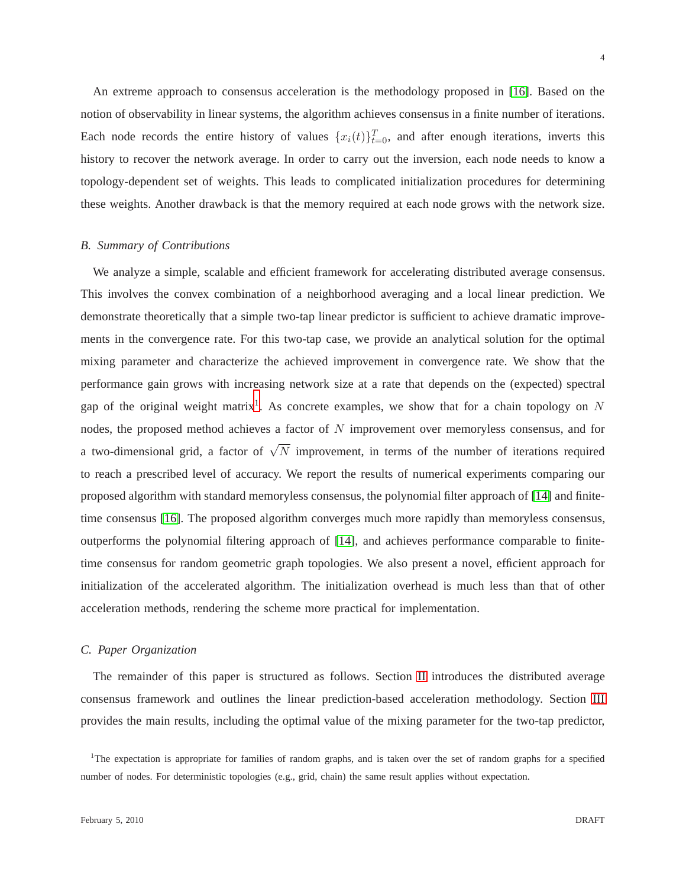An extreme approach to consensus acceleration is the methodology proposed in [16]. Based on the notion of observability in linear systems, the algorithm achieves consensus in a finite number of iterations. Each node records the entire history of values $\{x_i(t)\}_{t=0}^{T}$, and after enough iterations, inverts this history to recover the network average. In order to carry out the inversion, each node needs to know a topology-dependent set of weights. This leads to complicated initialization procedures for determining these weights. Another drawback is that the memory required at each node grows with the network size.

### *B. Summary of Contributions*

We analyze a simple, scalable and efficient framework for accelerating distributed average consensus. This involves the convex combination of a neighborhood averaging and a local linear prediction. We demonstrate theoretically that a simple two-tap linear predictor is sufficient to achieve dramatic improvements in the convergence rate. For this two-tap case, we provide an analytical solution for the optimal mixing parameter and characterize the achieved improvement in convergence rate. We show that the performance gain grows with increasing network size at a rate that depends on the (expected) spectral gap of the original weight matrix[1]. As concrete examples, we show that for a chain topology on $N$ nodes, the proposed method achieves a factor of $N$ improvement over memoryless consensus, and for a two-dimensional grid, a factor of $\sqrt{N}$ improvement, in terms of the number of iterations required to reach a prescribed level of accuracy. We report the results of numerical experiments comparing our proposed algorithm with standard memoryless consensus, the polynomial filter approach of [14] and finite-time consensus [16]. The proposed algorithm converges much more rapidly than memoryless consensus, outperforms the polynomial filtering approach of [14], and achieves performance comparable to finite-time consensus for random geometric graph topologies. We also present a novel, efficient approach for initialization of the accelerated algorithm. The initialization overhead is much less than that of other acceleration methods, rendering the scheme more practical for implementation.

### *C. Paper Organization*

The remainder of this paper is structured as follows. Section II introduces the distributed average consensus framework and outlines the linear prediction-based acceleration methodology. Section III provides the main results, including the optimal value of the mixing parameter for the two-tap predictor,

[1]The expectation is appropriate for families of random graphs, and is taken over the set of random graphs for a specified number of nodes. For deterministic topologies (e.g., grid, chain) the same result applies without expectation.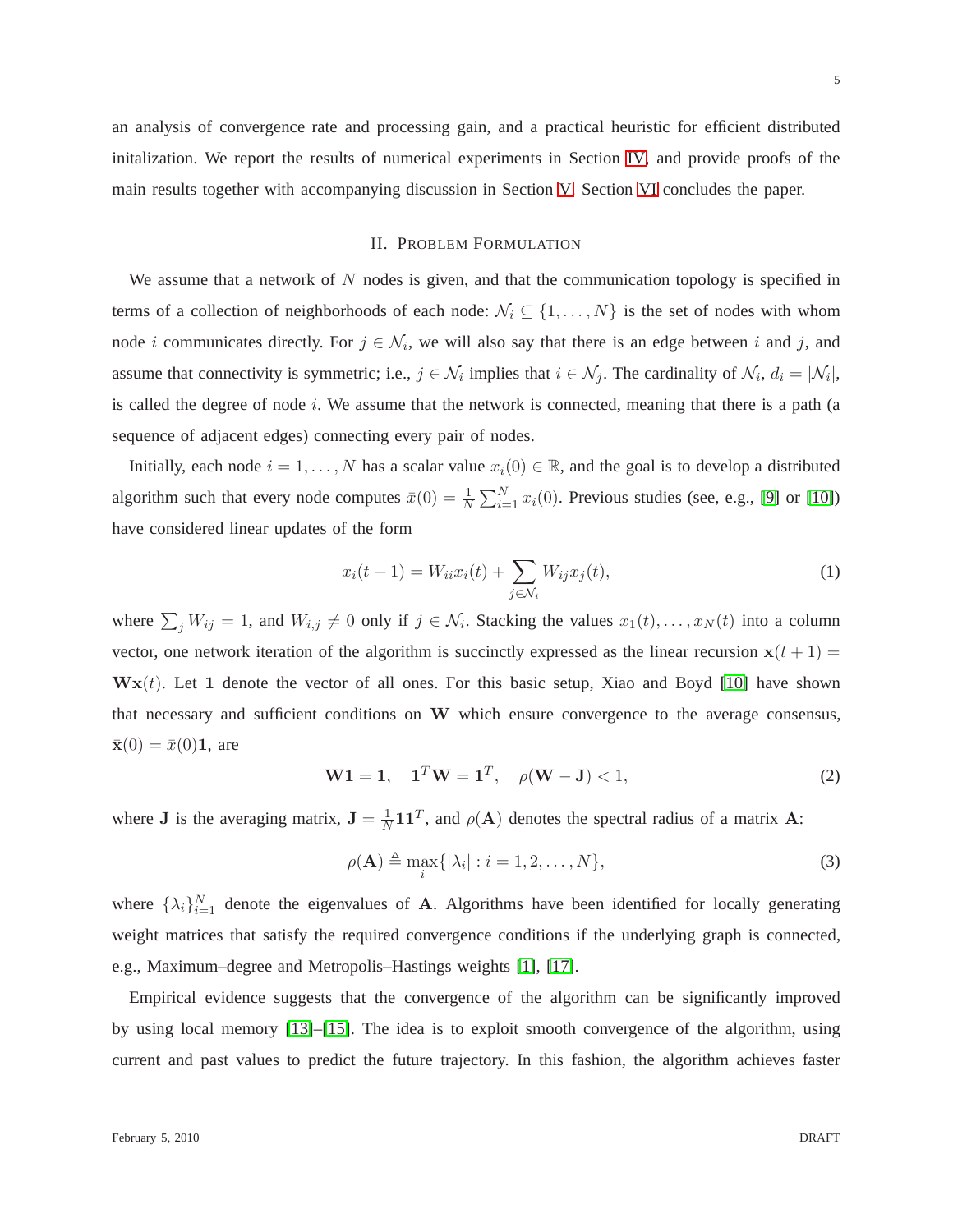an analysis of convergence rate and processing gain, and a practical heuristic for efficient distributed initalization. We report the results of numerical experiments in Section IV, and provide proofs of the main results together with accompanying discussion in Section V. Section VI concludes the paper.

## II. Problem Formulation

We assume that a network of $N$ nodes is given, and that the communication topology is specified in terms of a collection of neighborhoods of each node: $\mathcal{N}_i \subseteq \{1, \ldots, N\}$ is the set of nodes with whom node $i$ communicates directly. For $j \in \mathcal{N}_i$, we will also say that there is an edge between $i$ and $j$, and assume that connectivity is symmetric; i.e., $j \in \mathcal{N}_i$ implies that $i \in \mathcal{N}_j$. The cardinality of $\mathcal{N}_i$, $d_i = |\mathcal{N}_i|$, is called the degree of node $i$. We assume that the network is connected, meaning that there is a path (a sequence of adjacent edges) connecting every pair of nodes.

Initially, each node $i = 1, \ldots, N$ has a scalar value $x_i(0) \in \mathbb{R}$, and the goal is to develop a distributed algorithm such that every node computes $\bar{x}(0) = \frac{1}{N}\sum_{i=1}^{N} x_i(0)$. Previous studies (see, e.g., [9] or [10]) have considered linear updates of the form

$$x_i(t+1) = W_{ii}x_i(t) + \sum_{j \in \mathcal{N}_i} W_{ij}x_j(t), \tag{1}$$

where $\sum_j W_{ij} = 1$, and $W_{i,j} \neq 0$ only if $j \in \mathcal{N}_i$. Stacking the values $x_1(t), \ldots, x_N(t)$ into a column vector, one network iteration of the algorithm is succinctly expressed as the linear recursion $\mathbf{x}(t+1) = \mathbf{W}\mathbf{x}(t)$. Let $\mathbf{1}$ denote the vector of all ones. For this basic setup, Xiao and Boyd [10] have shown that necessary and sufficient conditions on $\mathbf{W}$ which ensure convergence to the average consensus, $\bar{\mathbf{x}}(0) = \bar{x}(0)\mathbf{1}$, are

$$\mathbf{W}\mathbf{1} = \mathbf{1}, \quad \mathbf{1}^T\mathbf{W} = \mathbf{1}^T, \quad \rho(\mathbf{W} - \mathbf{J}) < 1, \tag{2}$$

where $\mathbf{J}$ is the averaging matrix, $\mathbf{J} = \frac{1}{N}\mathbf{1}\mathbf{1}^T$, and $\rho(\mathbf{A})$ denotes the spectral radius of a matrix $\mathbf{A}$:

$$\rho(\mathbf{A}) \triangleq \max_i\{|\lambda_i| : i = 1, 2, \ldots, N\}, \tag{3}$$

where $\{\lambda_i\}_{i=1}^N$ denote the eigenvalues of $\mathbf{A}$. Algorithms have been identified for locally generating weight matrices that satisfy the required convergence conditions if the underlying graph is connected, e.g., Maximum–degree and Metropolis–Hastings weights [1], [17].

Empirical evidence suggests that the convergence of the algorithm can be significantly improved by using local memory [13]–[15]. The idea is to exploit smooth convergence of the algorithm, using current and past values to predict the future trajectory. In this fashion, the algorithm achieves faster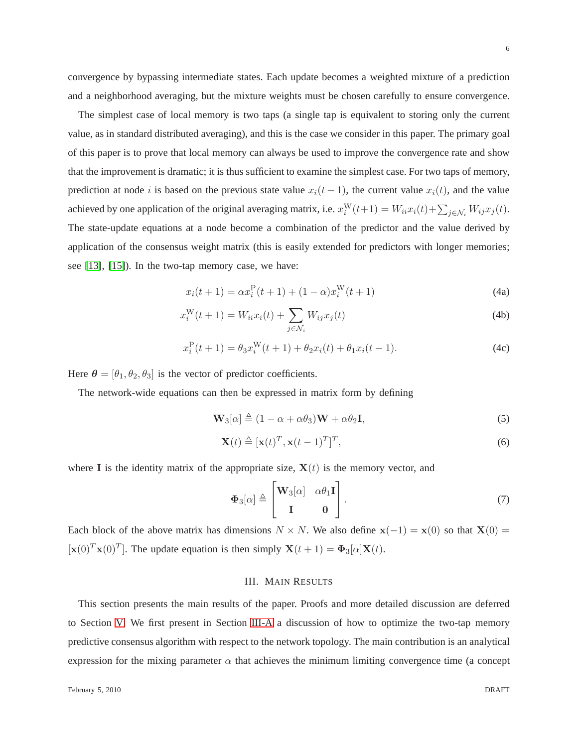convergence by bypassing intermediate states. Each update becomes a weighted mixture of a prediction and a neighborhood averaging, but the mixture weights must be chosen carefully to ensure convergence.

The simplest case of local memory is two taps (a single tap is equivalent to storing only the current value, as in standard distributed averaging), and this is the case we consider in this paper. The primary goal of this paper is to prove that local memory can always be used to improve the convergence rate and show that the improvement is dramatic; it is thus sufficient to examine the simplest case. For two taps of memory, prediction at node $i$ is based on the previous state value $x_i(t-1)$, the current value $x_i(t)$, and the value achieved by one application of the original averaging matrix, i.e. $x_i^{\mathrm{W}}(t+1) = W_{ii}x_i(t) + \sum_{j\in\mathcal{N}_i} W_{ij}x_j(t)$. The state-update equations at a node become a combination of the predictor and the value derived by application of the consensus weight matrix (this is easily extended for predictors with longer memories; see [13], [15]). In the two-tap memory case, we have:

$$x_i(t+1) = \alpha x_i^{\mathrm{P}}(t+1) + (1-\alpha)x_i^{\mathrm{W}}(t+1) \tag{4a}$$

$$x_i^{\mathrm{W}}(t+1) = W_{ii}x_i(t) + \sum_{j\in\mathcal{N}_i} W_{ij}x_j(t) \tag{4b}$$

$$x_i^{\mathrm{P}}(t+1) = \theta_3 x_i^{\mathrm{W}}(t+1) + \theta_2 x_i(t) + \theta_1 x_i(t-1). \tag{4c}$$

Here $\boldsymbol{\theta} = [\theta_1, \theta_2, \theta_3]$ is the vector of predictor coefficients.

The network-wide equations can then be expressed in matrix form by defining

$$\mathbf{W}_3[\alpha] \triangleq (1-\alpha+\alpha\theta_3)\mathbf{W} + \alpha\theta_2\mathbf{I}, \tag{5}$$

$$\mathbf{X}(t) \triangleq [\mathbf{x}(t)^T, \mathbf{x}(t-1)^T]^T, \tag{6}$$

where $\mathbf{I}$ is the identity matrix of the appropriate size, $\mathbf{X}(t)$ is the memory vector, and

$$\boldsymbol{\Phi}_3[\alpha] \triangleq \begin{bmatrix} \mathbf{W}_3[\alpha] & \alpha\theta_1\mathbf{I} \\ \mathbf{I} & \mathbf{0} \end{bmatrix}. \tag{7}$$

Each block of the above matrix has dimensions $N \times N$. We also define $\mathbf{x}(-1) = \mathbf{x}(0)$ so that $\mathbf{X}(0) = [\mathbf{x}(0)^T \mathbf{x}(0)^T]$. The update equation is then simply $\mathbf{X}(t+1) = \boldsymbol{\Phi}_3[\alpha]\mathbf{X}(t)$.

## III. Main Results

This section presents the main results of the paper. Proofs and more detailed discussion are deferred to Section V. We first present in Section III-A a discussion of how to optimize the two-tap memory predictive consensus algorithm with respect to the network topology. The main contribution is an analytical expression for the mixing parameter $\alpha$ that achieves the minimum limiting convergence time (a concept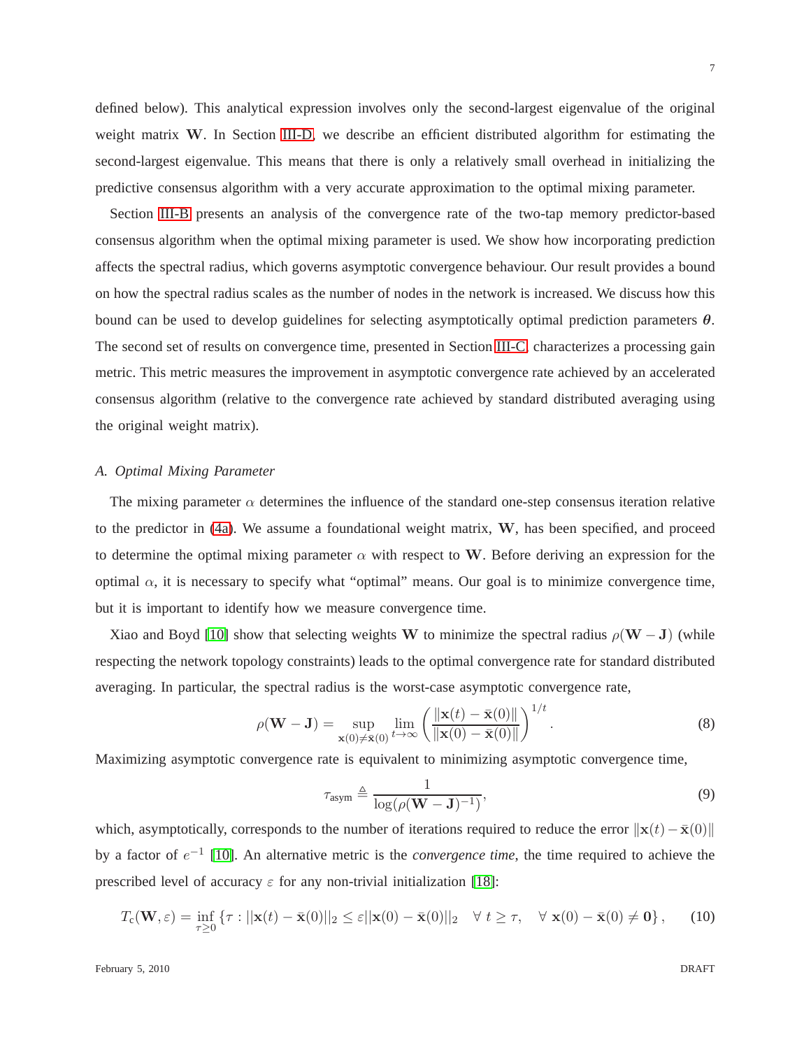defined below). This analytical expression involves only the second-largest eigenvalue of the original weight matrix $\mathbf{W}$. In Section III-D, we describe an efficient distributed algorithm for estimating the second-largest eigenvalue. This means that there is only a relatively small overhead in initializing the predictive consensus algorithm with a very accurate approximation to the optimal mixing parameter.

Section III-B presents an analysis of the convergence rate of the two-tap memory predictor-based consensus algorithm when the optimal mixing parameter is used. We show how incorporating prediction affects the spectral radius, which governs asymptotic convergence behaviour. Our result provides a bound on how the spectral radius scales as the number of nodes in the network is increased. We discuss how this bound can be used to develop guidelines for selecting asymptotically optimal prediction parameters $\boldsymbol{\theta}$. The second set of results on convergence time, presented in Section III-C, characterizes a processing gain metric. This metric measures the improvement in asymptotic convergence rate achieved by an accelerated consensus algorithm (relative to the convergence rate achieved by standard distributed averaging using the original weight matrix).

### *A. Optimal Mixing Parameter*

The mixing parameter $\alpha$ determines the influence of the standard one-step consensus iteration relative to the predictor in (4a). We assume a foundational weight matrix, $\mathbf{W}$, has been specified, and proceed to determine the optimal mixing parameter $\alpha$ with respect to $\mathbf{W}$. Before deriving an expression for the optimal $\alpha$, it is necessary to specify what "optimal" means. Our goal is to minimize convergence time, but it is important to identify how we measure convergence time.

Xiao and Boyd [10] show that selecting weights $\mathbf{W}$ to minimize the spectral radius $\rho(\mathbf{W}-\mathbf{J})$ (while respecting the network topology constraints) leads to the optimal convergence rate for standard distributed averaging. In particular, the spectral radius is the worst-case asymptotic convergence rate,

$$\rho(\mathbf{W}-\mathbf{J}) = \sup_{\mathbf{x}(0)\neq\bar{\mathbf{x}}(0)} \lim_{t\to\infty} \left( \frac{\|\mathbf{x}(t)-\bar{\mathbf{x}}(0)\|}{\|\mathbf{x}(0)-\bar{\mathbf{x}}(0)\|} \right)^{1/t}. \tag{8}$$

Maximizing asymptotic convergence rate is equivalent to minimizing asymptotic convergence time,

$$\tau_{\text{asym}} \triangleq \frac{1}{\log(\rho(\mathbf{W}-\mathbf{J})^{-1})}, \tag{9}$$

which, asymptotically, corresponds to the number of iterations required to reduce the error $\|\mathbf{x}(t)-\bar{\mathbf{x}}(0)\|$ by a factor of $e^{-1}$ [10]. An alternative metric is the *convergence time*, the time required to achieve the prescribed level of accuracy $\varepsilon$ for any non-trivial initialization [18]:

$$T_{\text{c}}(\mathbf{W},\varepsilon) = \inf_{\tau\geq 0} \left\{ \tau : ||\mathbf{x}(t)-\bar{\mathbf{x}}(0)||_2 \leq \varepsilon ||\mathbf{x}(0)-\bar{\mathbf{x}}(0)||_2 \quad \forall\ t\geq\tau, \quad \forall\ \mathbf{x}(0)-\bar{\mathbf{x}}(0)\neq \mathbf{0} \right\}, \tag{10}$$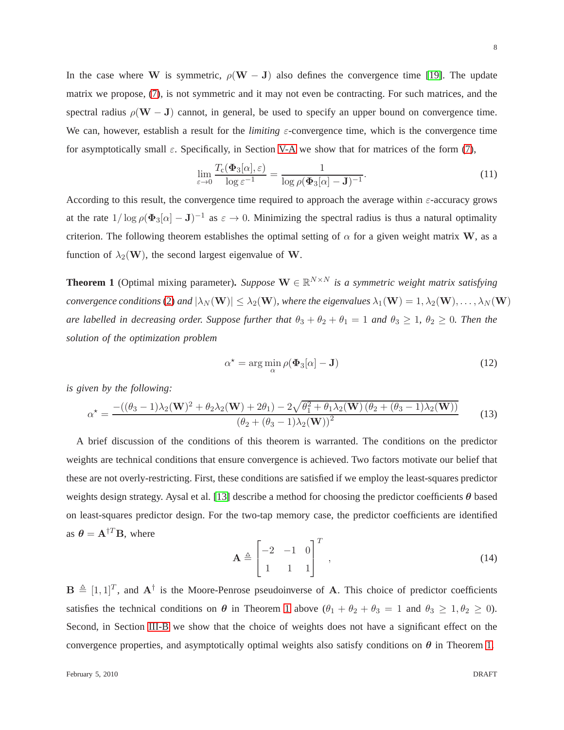In the case where $\mathbf{W}$ is symmetric, $\rho(\mathbf{W} - \mathbf{J})$ also defines the convergence time [19]. The update matrix we propose, (7), is not symmetric and it may not even be contracting. For such matrices, and the spectral radius $\rho(\mathbf{W} - \mathbf{J})$ cannot, in general, be used to specify an upper bound on convergence time. We can, however, establish a result for the *limiting* $\varepsilon$-convergence time, which is the convergence time for asymptotically small $\varepsilon$. Specifically, in Section V-A we show that for matrices of the form (7),

$$\lim_{\varepsilon \to 0} \frac{T_c(\mathbf{\Phi}_3[\alpha], \varepsilon)}{\log \varepsilon^{-1}} = \frac{1}{\log \rho(\mathbf{\Phi}_3[\alpha] - \mathbf{J})^{-1}}. \tag{11}$$

According to this result, the convergence time required to approach the average within $\varepsilon$-accuracy grows at the rate $1/\log \rho(\mathbf{\Phi}_3[\alpha] - \mathbf{J})^{-1}$ as $\varepsilon \to 0$. Minimizing the spectral radius is thus a natural optimality criterion. The following theorem establishes the optimal setting of $\alpha$ for a given weight matrix $\mathbf{W}$, as a function of $\lambda_2(\mathbf{W})$, the second largest eigenvalue of $\mathbf{W}$.

**Theorem 1** (Optimal mixing parameter)**.** *Suppose $\mathbf{W} \in \mathbb{R}^{N \times N}$ is a symmetric weight matrix satisfying convergence conditions (2) and $|\lambda_N(\mathbf{W})| \leq \lambda_2(\mathbf{W})$, where the eigenvalues $\lambda_1(\mathbf{W}) = 1, \lambda_2(\mathbf{W}), \ldots, \lambda_N(\mathbf{W})$ are labelled in decreasing order. Suppose further that $\theta_3 + \theta_2 + \theta_1 = 1$ and $\theta_3 \geq 1$, $\theta_2 \geq 0$. Then the solution of the optimization problem*

$$\alpha^\star = \arg\min_{\alpha} \rho(\mathbf{\Phi}_3[\alpha] - \mathbf{J}) \tag{12}$$

*is given by the following:*

$$\alpha^\star = \frac{-((\theta_3 - 1)\lambda_2(\mathbf{W})^2 + \theta_2 \lambda_2(\mathbf{W}) + 2\theta_1) - 2\sqrt{\theta_1^2 + \theta_1 \lambda_2(\mathbf{W})\,(\theta_2 + (\theta_3 - 1)\lambda_2(\mathbf{W}))}}{(\theta_2 + (\theta_3 - 1)\lambda_2(\mathbf{W}))^2} \tag{13}$$

A brief discussion of the conditions of this theorem is warranted. The conditions on the predictor weights are technical conditions that ensure convergence is achieved. Two factors motivate our belief that these are not overly-restricting. First, these conditions are satisfied if we employ the least-squares predictor weights design strategy. Aysal et al. [13] describe a method for choosing the predictor coefficients $\boldsymbol{\theta}$ based on least-squares predictor design. For the two-tap memory case, the predictor coefficients are identified as $\boldsymbol{\theta} = \mathbf{A}^{\dagger T}\mathbf{B}$, where

$$\mathbf{A} \triangleq \begin{bmatrix} -2 & -1 & 0 \\ 1 & 1 & 1 \end{bmatrix}^T, \tag{14}$$

$\mathbf{B} \triangleq [1, 1]^T$, and $\mathbf{A}^\dagger$ is the Moore-Penrose pseudoinverse of $\mathbf{A}$. This choice of predictor coefficients satisfies the technical conditions on $\boldsymbol{\theta}$ in Theorem 1 above ($\theta_1 + \theta_2 + \theta_3 = 1$ and $\theta_3 \geq 1, \theta_2 \geq 0$). Second, in Section III-B we show that the choice of weights does not have a significant effect on the convergence properties, and asymptotically optimal weights also satisfy conditions on $\boldsymbol{\theta}$ in Theorem 1.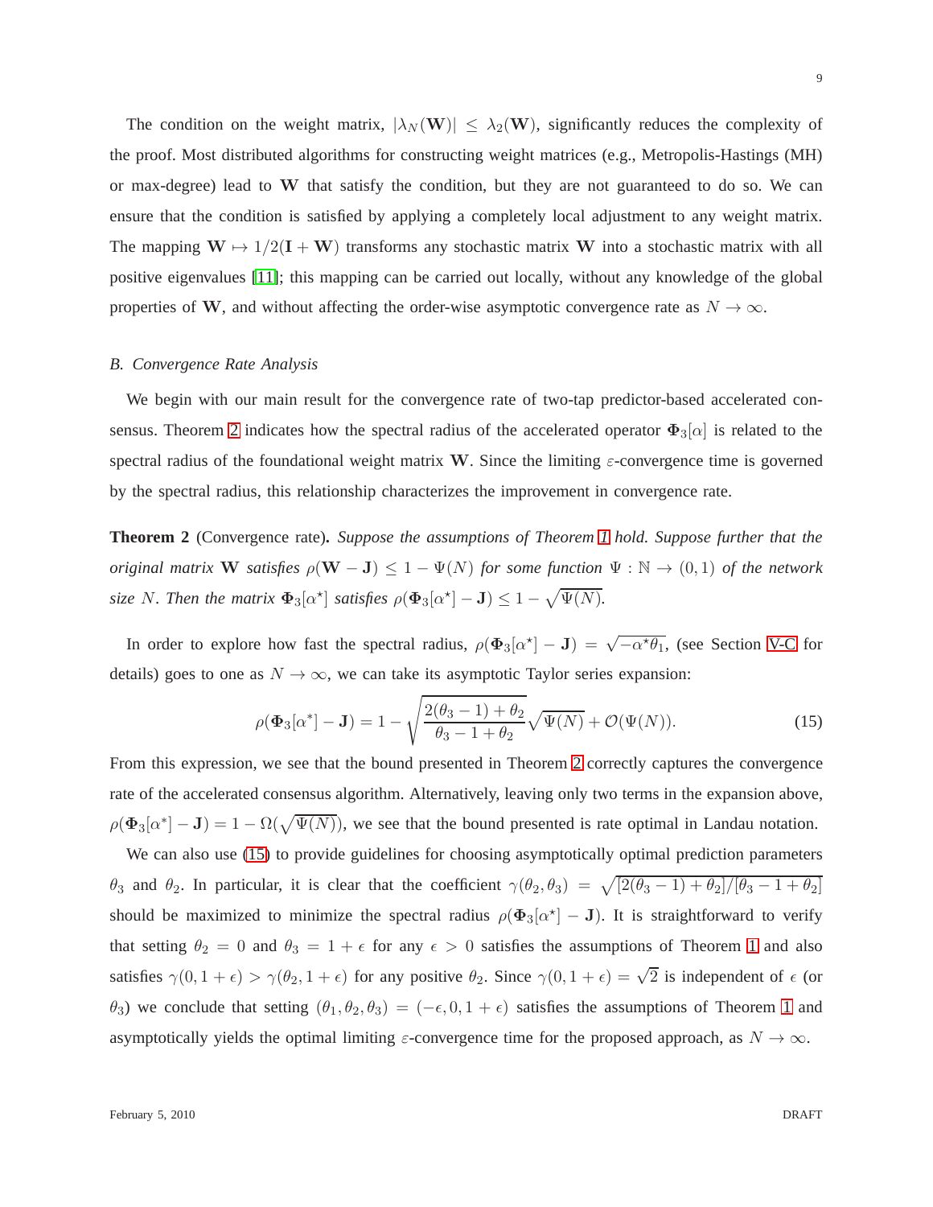The condition on the weight matrix, $|\lambda_N(\mathbf{W})| \leq \lambda_2(\mathbf{W})$, significantly reduces the complexity of the proof. Most distributed algorithms for constructing weight matrices (e.g., Metropolis-Hastings (MH) or max-degree) lead to $\mathbf{W}$ that satisfy the condition, but they are not guaranteed to do so. We can ensure that the condition is satisfied by applying a completely local adjustment to any weight matrix. The mapping $\mathbf{W} \mapsto 1/2(\mathbf{I} + \mathbf{W})$ transforms any stochastic matrix $\mathbf{W}$ into a stochastic matrix with all positive eigenvalues [11]; this mapping can be carried out locally, without any knowledge of the global properties of $\mathbf{W}$, and without affecting the order-wise asymptotic convergence rate as $N \to \infty$.

### *B. Convergence Rate Analysis*

We begin with our main result for the convergence rate of two-tap predictor-based accelerated consensus. Theorem 2 indicates how the spectral radius of the accelerated operator $\mathbf{\Phi}_3[\alpha]$ is related to the spectral radius of the foundational weight matrix $\mathbf{W}$. Since the limiting $\varepsilon$-convergence time is governed by the spectral radius, this relationship characterizes the improvement in convergence rate.

**Theorem 2** (Convergence rate)**.** *Suppose the assumptions of Theorem 1 hold. Suppose further that the original matrix $\mathbf{W}$ satisfies $\rho(\mathbf{W} - \mathbf{J}) \leq 1 - \Psi(N)$ for some function $\Psi : \mathbb{N} \to (0, 1)$ of the network size $N$. Then the matrix $\mathbf{\Phi}_3[\alpha^\star]$ satisfies $\rho(\mathbf{\Phi}_3[\alpha^\star] - \mathbf{J}) \leq 1 - \sqrt{\Psi(N)}$.*

In order to explore how fast the spectral radius, $\rho(\mathbf{\Phi}_3[\alpha^\star] - \mathbf{J}) = \sqrt{-\alpha^\star \theta_1}$, (see Section V-C for details) goes to one as $N \to \infty$, we can take its asymptotic Taylor series expansion:

$$\rho(\mathbf{\Phi}_3[\alpha^*] - \mathbf{J}) = 1 - \sqrt{\frac{2(\theta_3 - 1) + \theta_2}{\theta_3 - 1 + \theta_2}} \sqrt{\Psi(N)} + \mathcal{O}(\Psi(N)). \tag{15}$$

From this expression, we see that the bound presented in Theorem 2 correctly captures the convergence rate of the accelerated consensus algorithm. Alternatively, leaving only two terms in the expansion above, $\rho(\mathbf{\Phi}_3[\alpha^*] - \mathbf{J}) = 1 - \Omega(\sqrt{\Psi(N)})$, we see that the bound presented is rate optimal in Landau notation.

We can also use (15) to provide guidelines for choosing asymptotically optimal prediction parameters $\theta_3$ and $\theta_2$. In particular, it is clear that the coefficient $\gamma(\theta_2, \theta_3) = \sqrt{[2(\theta_3 - 1) + \theta_2]/[\theta_3 - 1 + \theta_2]}$ should be maximized to minimize the spectral radius $\rho(\mathbf{\Phi}_3[\alpha^\star] - \mathbf{J})$. It is straightforward to verify that setting $\theta_2 = 0$ and $\theta_3 = 1 + \epsilon$ for any $\epsilon > 0$ satisfies the assumptions of Theorem 1 and also satisfies $\gamma(0, 1 + \epsilon) > \gamma(\theta_2, 1 + \epsilon)$ for any positive $\theta_2$. Since $\gamma(0, 1 + \epsilon) = \sqrt{2}$ is independent of $\epsilon$ (or $\theta_3$) we conclude that setting $(\theta_1, \theta_2, \theta_3) = (-\epsilon, 0, 1 + \epsilon)$ satisfies the assumptions of Theorem 1 and asymptotically yields the optimal limiting $\varepsilon$-convergence time for the proposed approach, as $N \to \infty$.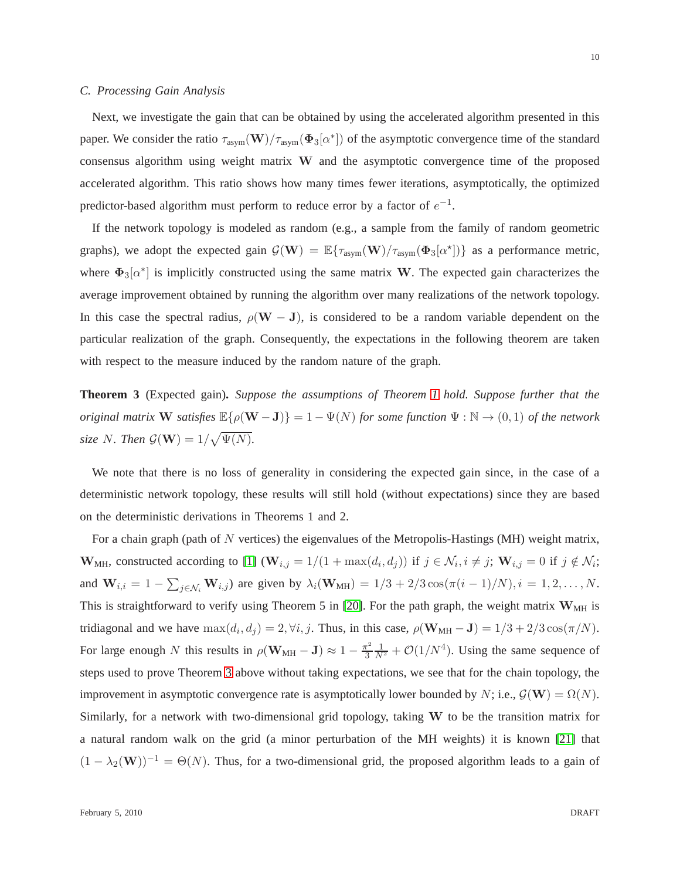### C. Processing Gain Analysis

Next, we investigate the gain that can be obtained by using the accelerated algorithm presented in this paper. We consider the ratio $\tau_{\text{asym}}(\mathbf{W})/\tau_{\text{asym}}(\mathbf{\Phi}_3[\alpha^*])$ of the asymptotic convergence time of the standard consensus algorithm using weight matrix $\mathbf{W}$ and the asymptotic convergence time of the proposed accelerated algorithm. This ratio shows how many times fewer iterations, asymptotically, the optimized predictor-based algorithm must perform to reduce error by a factor of $e^{-1}$.

If the network topology is modeled as random (e.g., a sample from the family of random geometric graphs), we adopt the expected gain $\mathcal{G}(\mathbf{W}) = \mathbb{E}\{\tau_{\text{asym}}(\mathbf{W})/\tau_{\text{asym}}(\mathbf{\Phi}_3[\alpha^\star])\}$ as a performance metric, where $\mathbf{\Phi}_3[\alpha^*]$ is implicitly constructed using the same matrix $\mathbf{W}$. The expected gain characterizes the average improvement obtained by running the algorithm over many realizations of the network topology. In this case the spectral radius, $\rho(\mathbf{W} - \mathbf{J})$, is considered to be a random variable dependent on the particular realization of the graph. Consequently, the expectations in the following theorem are taken with respect to the measure induced by the random nature of the graph.

**Theorem 3** (Expected gain)**.** *Suppose the assumptions of Theorem 1 hold. Suppose further that the original matrix* $\mathbf{W}$ *satisfies* $\mathbb{E}\{\rho(\mathbf{W} - \mathbf{J})\} = 1 - \Psi(N)$ *for some function* $\Psi : \mathbb{N} \to (0, 1)$ *of the network size* $N$*. Then* $\mathcal{G}(\mathbf{W}) = 1/\sqrt{\Psi(N)}$*.*

We note that there is no loss of generality in considering the expected gain since, in the case of a deterministic network topology, these results will still hold (without expectations) since they are based on the deterministic derivations in Theorems 1 and 2.

For a chain graph (path of $N$ vertices) the eigenvalues of the Metropolis-Hastings (MH) weight matrix, $\mathbf{W}_{\text{MH}}$, constructed according to [1] ($\mathbf{W}_{i,j} = 1/(1 + \max(d_i, d_j))$ if $j \in \mathcal{N}_i, i \neq j$; $\mathbf{W}_{i,j} = 0$ if $j \notin \mathcal{N}_i$; and $\mathbf{W}_{i,i} = 1 - \sum_{j \in \mathcal{N}_i} \mathbf{W}_{i,j}$) are given by $\lambda_i(\mathbf{W}_{\text{MH}}) = 1/3 + 2/3 \cos(\pi(i-1)/N), i = 1, 2, \ldots, N$. This is straightforward to verify using Theorem 5 in [20]. For the path graph, the weight matrix $\mathbf{W}_{\text{MH}}$ is tridiagonal and we have $\max(d_i, d_j) = 2, \forall i, j$. Thus, in this case, $\rho(\mathbf{W}_{\text{MH}} - \mathbf{J}) = 1/3 + 2/3 \cos(\pi/N)$. For large enough $N$ this results in $\rho(\mathbf{W}_{\text{MH}} - \mathbf{J}) \approx 1 - \frac{\pi^2}{3}\frac{1}{N^2} + \mathcal{O}(1/N^4)$. Using the same sequence of steps used to prove Theorem 3 above without taking expectations, we see that for the chain topology, the improvement in asymptotic convergence rate is asymptotically lower bounded by $N$; i.e., $\mathcal{G}(\mathbf{W}) = \Omega(N)$. Similarly, for a network with two-dimensional grid topology, taking $\mathbf{W}$ to be the transition matrix for a natural random walk on the grid (a minor perturbation of the MH weights) it is known [21] that $(1 - \lambda_2(\mathbf{W}))^{-1} = \Theta(N)$. Thus, for a two-dimensional grid, the proposed algorithm leads to a gain of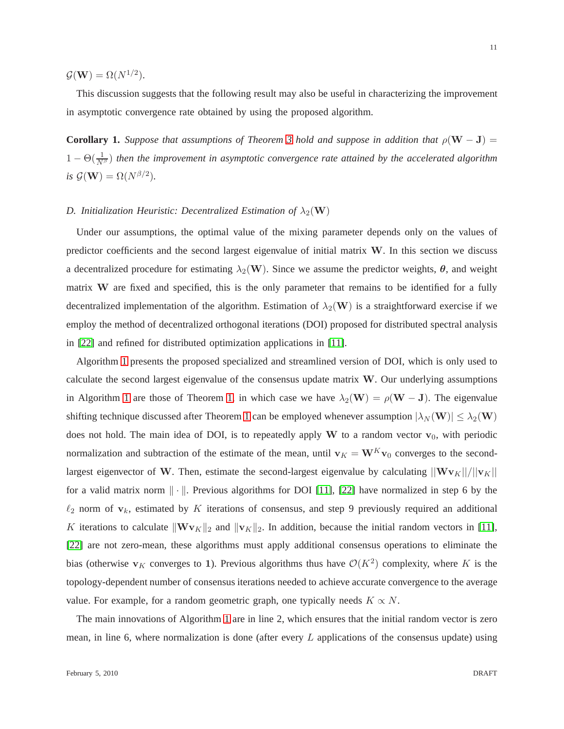$\mathcal{G}(\mathbf{W}) = \Omega(N^{1/2})$.

This discussion suggests that the following result may also be useful in characterizing the improvement in asymptotic convergence rate obtained by using the proposed algorithm.

**Corollary 1.** *Suppose that assumptions of Theorem 3 hold and suppose in addition that* $\rho(\mathbf{W} - \mathbf{J}) = 1 - \Theta(\frac{1}{N^{\beta}})$ *then the improvement in asymptotic convergence rate attained by the accelerated algorithm is* $\mathcal{G}(\mathbf{W}) = \Omega(N^{\beta/2})$.

### D. Initialization Heuristic: Decentralized Estimation of $\lambda_2(\mathbf{W})$

Under our assumptions, the optimal value of the mixing parameter depends only on the values of predictor coefficients and the second largest eigenvalue of initial matrix $\mathbf{W}$. In this section we discuss a decentralized procedure for estimating $\lambda_2(\mathbf{W})$. Since we assume the predictor weights, $\boldsymbol{\theta}$, and weight matrix $\mathbf{W}$ are fixed and specified, this is the only parameter that remains to be identified for a fully decentralized implementation of the algorithm. Estimation of $\lambda_2(\mathbf{W})$ is a straightforward exercise if we employ the method of decentralized orthogonal iterations (DOI) proposed for distributed spectral analysis in [22] and refined for distributed optimization applications in [11].

Algorithm 1 presents the proposed specialized and streamlined version of DOI, which is only used to calculate the second largest eigenvalue of the consensus update matrix $\mathbf{W}$. Our underlying assumptions in Algorithm 1 are those of Theorem 1, in which case we have $\lambda_2(\mathbf{W}) = \rho(\mathbf{W} - \mathbf{J})$. The eigenvalue shifting technique discussed after Theorem 1 can be employed whenever assumption $|\lambda_N(\mathbf{W})| \leq \lambda_2(\mathbf{W})$ does not hold. The main idea of DOI, is to repeatedly apply $\mathbf{W}$ to a random vector $\mathbf{v}_0$, with periodic normalization and subtraction of the estimate of the mean, until $\mathbf{v}_K = \mathbf{W}^K\mathbf{v}_0$ converges to the second-largest eigenvector of $\mathbf{W}$. Then, estimate the second-largest eigenvalue by calculating $||\mathbf{W}\mathbf{v}_K||/||\mathbf{v}_K||$ for a valid matrix norm $\|\cdot\|$. Previous algorithms for DOI [11], [22] have normalized in step 6 by the $\ell_2$ norm of $\mathbf{v}_k$, estimated by $K$ iterations of consensus, and step 9 previously required an additional $K$ iterations to calculate $\|\mathbf{W}\mathbf{v}_K\|_2$ and $\|\mathbf{v}_K\|_2$. In addition, because the initial random vectors in [11], [22] are not zero-mean, these algorithms must apply additional consensus operations to eliminate the bias (otherwise $\mathbf{v}_K$ converges to $\mathbf{1}$). Previous algorithms thus have $\mathcal{O}(K^2)$ complexity, where $K$ is the topology-dependent number of consensus iterations needed to achieve accurate convergence to the average value. For example, for a random geometric graph, one typically needs $K \propto N$.

The main innovations of Algorithm 1 are in line 2, which ensures that the initial random vector is zero mean, in line 6, where normalization is done (after every $L$ applications of the consensus update) using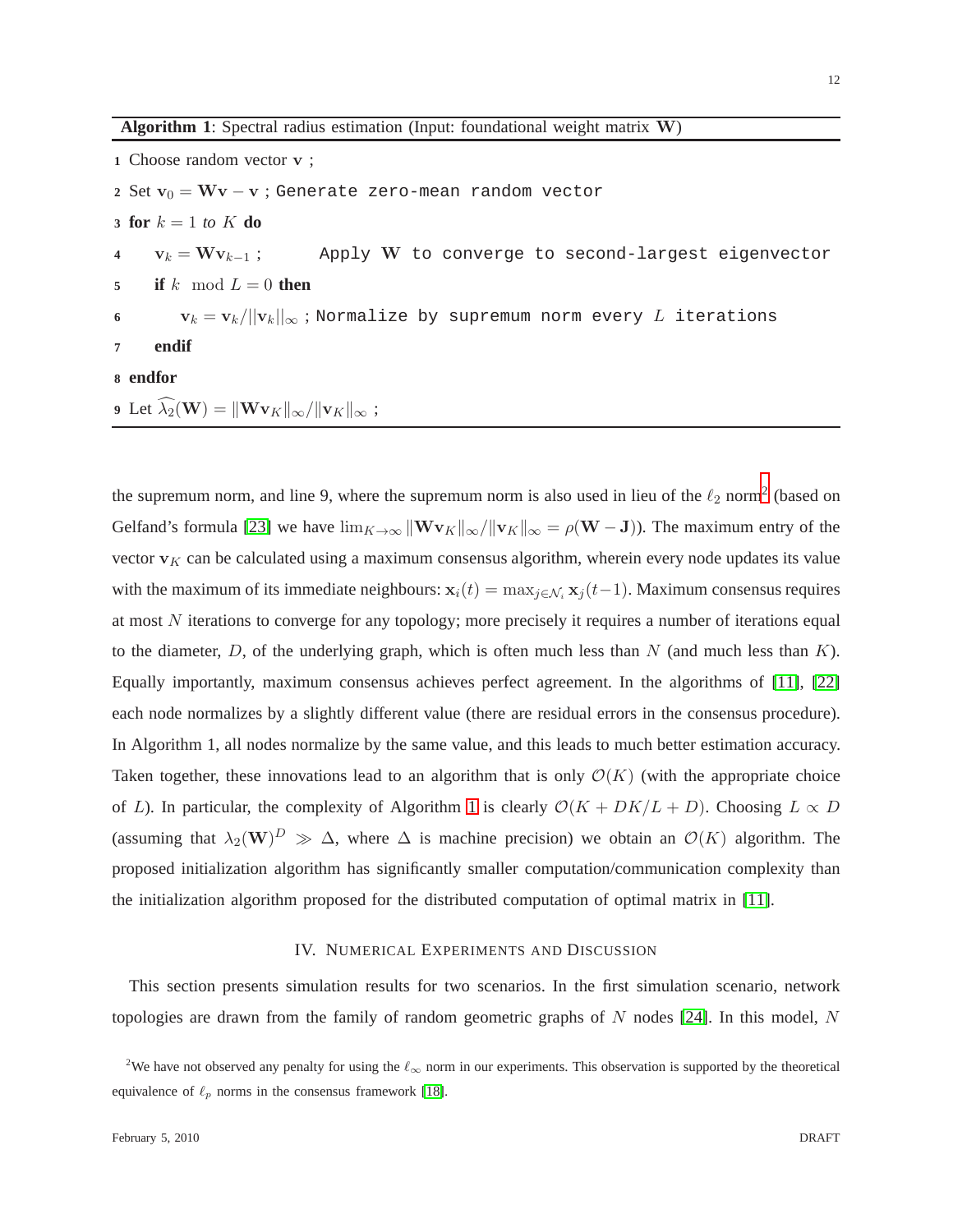**Algorithm 1**: Spectral radius estimation (Input: foundational weight matrix $\mathbf{W}$)

```
1  Choose random vector v ;
2  Set v_0 = Wv − v ; Generate zero-mean random vector
3  for k = 1 to K do
4      v_k = W v_{k−1} ;      Apply W to converge to second-largest eigenvector
5      if k mod L = 0 then
6          v_k = v_k/||v_k||_∞ ; Normalize by supremum norm every L iterations
7      endif
8  endfor
9  Let λ̂_2(W) = ||W v_K||_∞/||v_K||_∞ ;
```

the supremum norm, and line 9, where the supremum norm is also used in lieu of the $\ell_2$ norm[2] (based on Gelfand's formula [23] we have $\lim_{K\to\infty} \|\mathbf{W}\mathbf{v}_K\|_\infty / \|\mathbf{v}_K\|_\infty = \rho(\mathbf{W} - \mathbf{J})$). The maximum entry of the vector $\mathbf{v}_K$ can be calculated using a maximum consensus algorithm, wherein every node updates its value with the maximum of its immediate neighbours: $\mathbf{x}_i(t) = \max_{j\in\mathcal{N}_i} \mathbf{x}_j(t-1)$. Maximum consensus requires at most $N$ iterations to converge for any topology; more precisely it requires a number of iterations equal to the diameter, $D$, of the underlying graph, which is often much less than $N$ (and much less than $K$). Equally importantly, maximum consensus achieves perfect agreement. In the algorithms of [11], [22] each node normalizes by a slightly different value (there are residual errors in the consensus procedure). In Algorithm 1, all nodes normalize by the same value, and this leads to much better estimation accuracy. Taken together, these innovations lead to an algorithm that is only $\mathcal{O}(K)$ (with the appropriate choice of $L$). In particular, the complexity of Algorithm 1 is clearly $\mathcal{O}(K + DK/L + D)$. Choosing $L \propto D$ (assuming that $\lambda_2(\mathbf{W})^D \gg \Delta$, where $\Delta$ is machine precision) we obtain an $\mathcal{O}(K)$ algorithm. The proposed initialization algorithm has significantly smaller computation/communication complexity than the initialization algorithm proposed for the distributed computation of optimal matrix in [11].

## IV. Numerical Experiments and Discussion

This section presents simulation results for two scenarios. In the first simulation scenario, network topologies are drawn from the family of random geometric graphs of $N$ nodes [24]. In this model, $N$

[2] We have not observed any penalty for using the $\ell_\infty$ norm in our experiments. This observation is supported by the theoretical equivalence of $\ell_p$ norms in the consensus framework [18].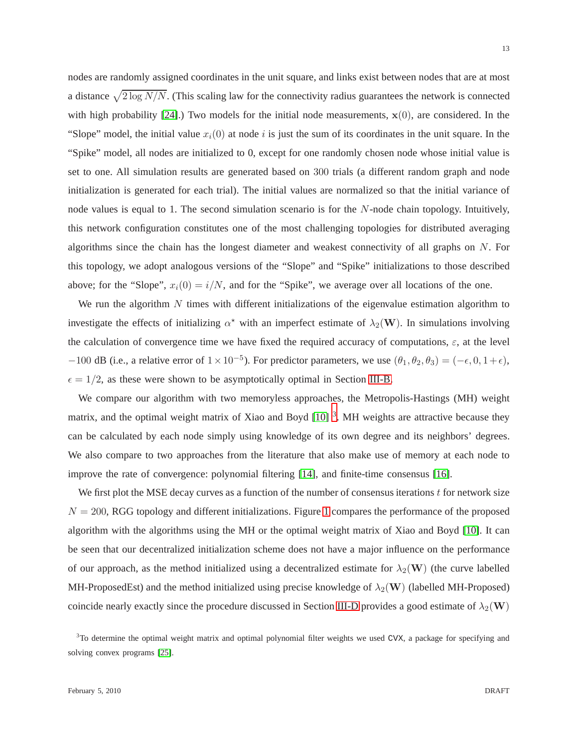nodes are randomly assigned coordinates in the unit square, and links exist between nodes that are at most a distance $\sqrt{2\log N/N}$. (This scaling law for the connectivity radius guarantees the network is connected with high probability [24].) Two models for the initial node measurements, $\mathbf{x}(0)$, are considered. In the "Slope" model, the initial value $x_i(0)$ at node $i$ is just the sum of its coordinates in the unit square. In the "Spike" model, all nodes are initialized to 0, except for one randomly chosen node whose initial value is set to one. All simulation results are generated based on 300 trials (a different random graph and node initialization is generated for each trial). The initial values are normalized so that the initial variance of node values is equal to 1. The second simulation scenario is for the $N$-node chain topology. Intuitively, this network configuration constitutes one of the most challenging topologies for distributed averaging algorithms since the chain has the longest diameter and weakest connectivity of all graphs on $N$. For this topology, we adopt analogous versions of the "Slope" and "Spike" initializations to those described above; for the "Slope", $x_i(0) = i/N$, and for the "Spike", we average over all locations of the one.

We run the algorithm $N$ times with different initializations of the eigenvalue estimation algorithm to investigate the effects of initializing $\alpha^\star$ with an imperfect estimate of $\lambda_2(\mathbf{W})$. In simulations involving the calculation of convergence time we have fixed the required accuracy of computations, $\varepsilon$, at the level $-100$ dB (i.e., a relative error of $1 \times 10^{-5}$). For predictor parameters, we use $(\theta_1, \theta_2, \theta_3) = (-\epsilon, 0, 1+\epsilon)$, $\epsilon = 1/2$, as these were shown to be asymptotically optimal in Section III-B.

We compare our algorithm with two memoryless approaches, the Metropolis-Hastings (MH) weight matrix, and the optimal weight matrix of Xiao and Boyd [10] [3]. MH weights are attractive because they can be calculated by each node simply using knowledge of its own degree and its neighbors' degrees. We also compare to two approaches from the literature that also make use of memory at each node to improve the rate of convergence: polynomial filtering [14], and finite-time consensus [16].

We first plot the MSE decay curves as a function of the number of consensus iterations $t$ for network size $N = 200$, RGG topology and different initializations. Figure 1 compares the performance of the proposed algorithm with the algorithms using the MH or the optimal weight matrix of Xiao and Boyd [10]. It can be seen that our decentralized initialization scheme does not have a major influence on the performance of our approach, as the method initialized using a decentralized estimate for $\lambda_2(\mathbf{W})$ (the curve labelled MH-ProposedEst) and the method initialized using precise knowledge of $\lambda_2(\mathbf{W})$ (labelled MH-Proposed) coincide nearly exactly since the procedure discussed in Section III-D provides a good estimate of $\lambda_2(\mathbf{W})$

[3]To determine the optimal weight matrix and optimal polynomial filter weights we used CVX, a package for specifying and solving convex programs [25].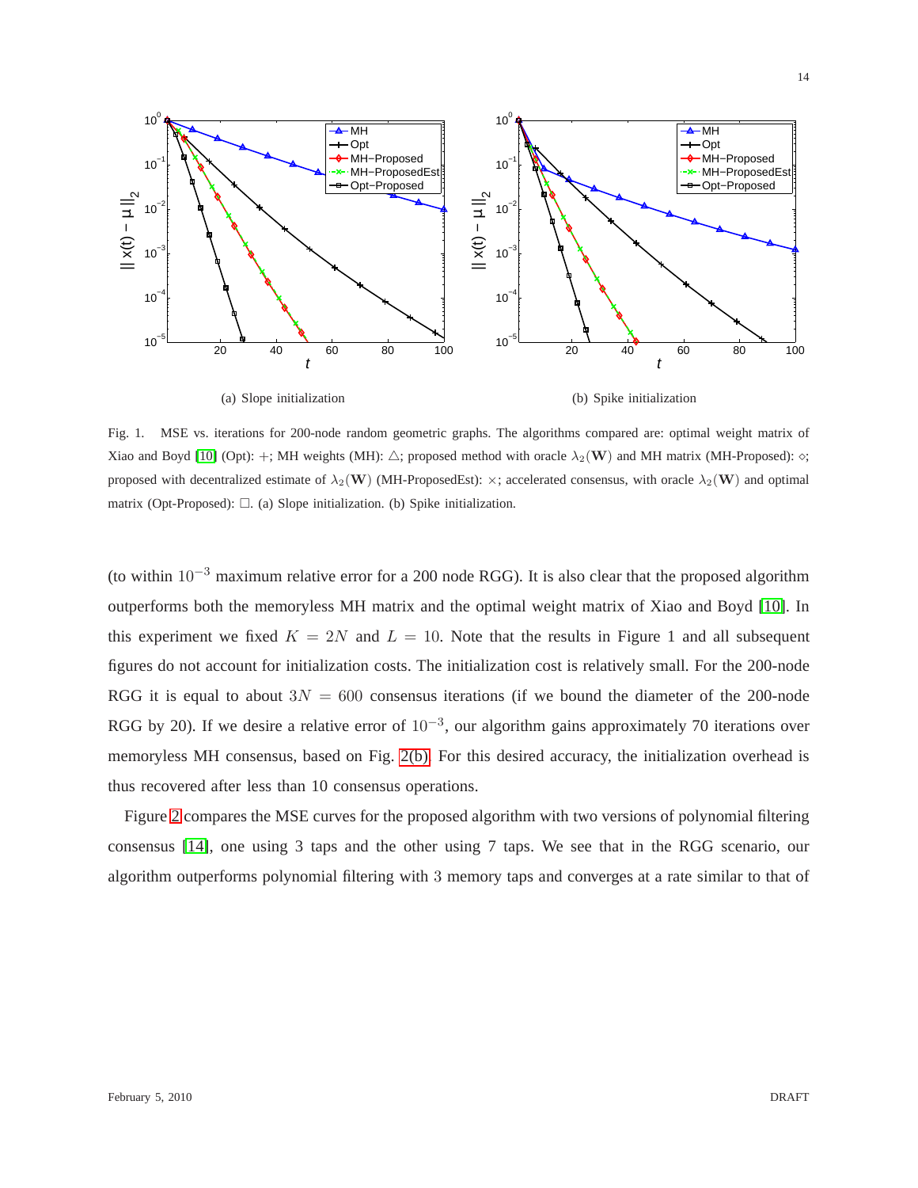(a) Slope initialization

(b) Spike initialization

Fig. 1. MSE vs. iterations for 200-node random geometric graphs. The algorithms compared are: optimal weight matrix of Xiao and Boyd [10] (Opt): $+$; MH weights (MH): $\triangle$; proposed method with oracle $\lambda_2(\mathbf{W})$ and MH matrix (MH-Proposed): $\diamond$; proposed with decentralized estimate of $\lambda_2(\mathbf{W})$ (MH-ProposedEst): $\times$; accelerated consensus, with oracle $\lambda_2(\mathbf{W})$ and optimal matrix (Opt-Proposed): $\square$. (a) Slope initialization. (b) Spike initialization.

(to within $10^{-3}$ maximum relative error for a 200 node RGG). It is also clear that the proposed algorithm outperforms both the memoryless MH matrix and the optimal weight matrix of Xiao and Boyd [10]. In this experiment we fixed $K = 2N$ and $L = 10$. Note that the results in Figure 1 and all subsequent figures do not account for initialization costs. The initialization cost is relatively small. For the 200-node RGG it is equal to about $3N = 600$ consensus iterations (if we bound the diameter of the 200-node RGG by 20). If we desire a relative error of $10^{-3}$, our algorithm gains approximately 70 iterations over memoryless MH consensus, based on Fig. 2(b). For this desired accuracy, the initialization overhead is thus recovered after less than 10 consensus operations.

Figure 2 compares the MSE curves for the proposed algorithm with two versions of polynomial filtering consensus [14], one using 3 taps and the other using 7 taps. We see that in the RGG scenario, our algorithm outperforms polynomial filtering with 3 memory taps and converges at a rate similar to that of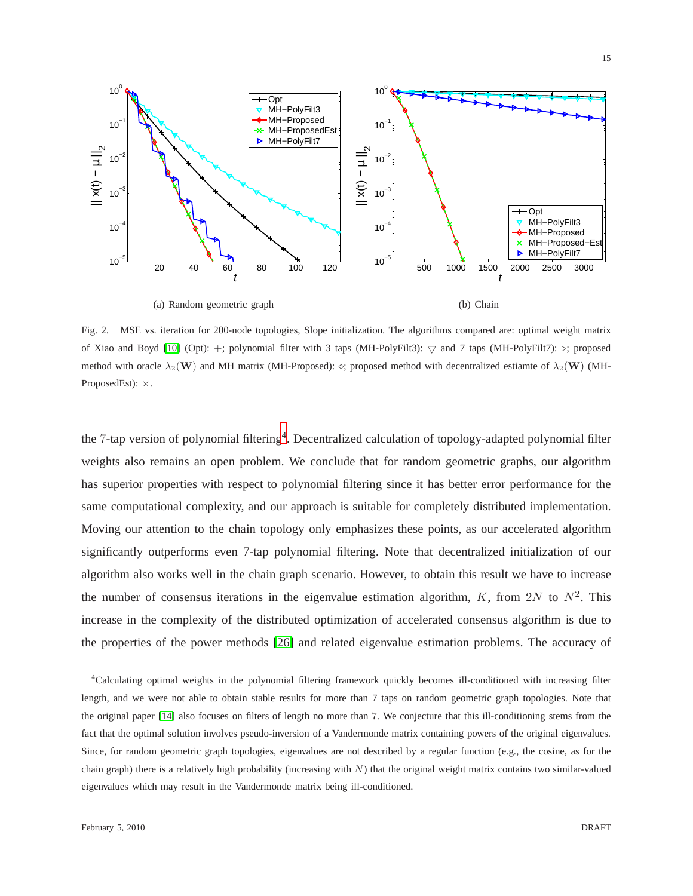(a) Random geometric graph

(b) Chain

Fig. 2. MSE vs. iteration for 200-node topologies, Slope initialization. The algorithms compared are: optimal weight matrix of Xiao and Boyd [10] (Opt): $+$; polynomial filter with 3 taps (MH-PolyFilt3): $\bigtriangledown$ and 7 taps (MH-PolyFilt7): $\triangleright$; proposed method with oracle $\lambda_2(\mathbf{W})$ and MH matrix (MH-Proposed): $\diamond$; proposed method with decentralized estiamte of $\lambda_2(\mathbf{W})$ (MH-ProposedEst): $\times$.

the 7-tap version of polynomial filtering[4]. Decentralized calculation of topology-adapted polynomial filter weights also remains an open problem. We conclude that for random geometric graphs, our algorithm has superior properties with respect to polynomial filtering since it has better error performance for the same computational complexity, and our approach is suitable for completely distributed implementation. Moving our attention to the chain topology only emphasizes these points, as our accelerated algorithm significantly outperforms even 7-tap polynomial filtering. Note that decentralized initialization of our algorithm also works well in the chain graph scenario. However, to obtain this result we have to increase the number of consensus iterations in the eigenvalue estimation algorithm, $K$, from $2N$ to $N^2$. This increase in the complexity of the distributed optimization of accelerated consensus algorithm is due to the properties of the power methods [26] and related eigenvalue estimation problems. The accuracy of

[4]Calculating optimal weights in the polynomial filtering framework quickly becomes ill-conditioned with increasing filter length, and we were not able to obtain stable results for more than 7 taps on random geometric graph topologies. Note that the original paper [14] also focuses on filters of length no more than 7. We conjecture that this ill-conditioning stems from the fact that the optimal solution involves pseudo-inversion of a Vandermonde matrix containing powers of the original eigenvalues. Since, for random geometric graph topologies, eigenvalues are not described by a regular function (e.g., the cosine, as for the chain graph) there is a relatively high probability (increasing with $N$) that the original weight matrix contains two similar-valued eigenvalues which may result in the Vandermonde matrix being ill-conditioned.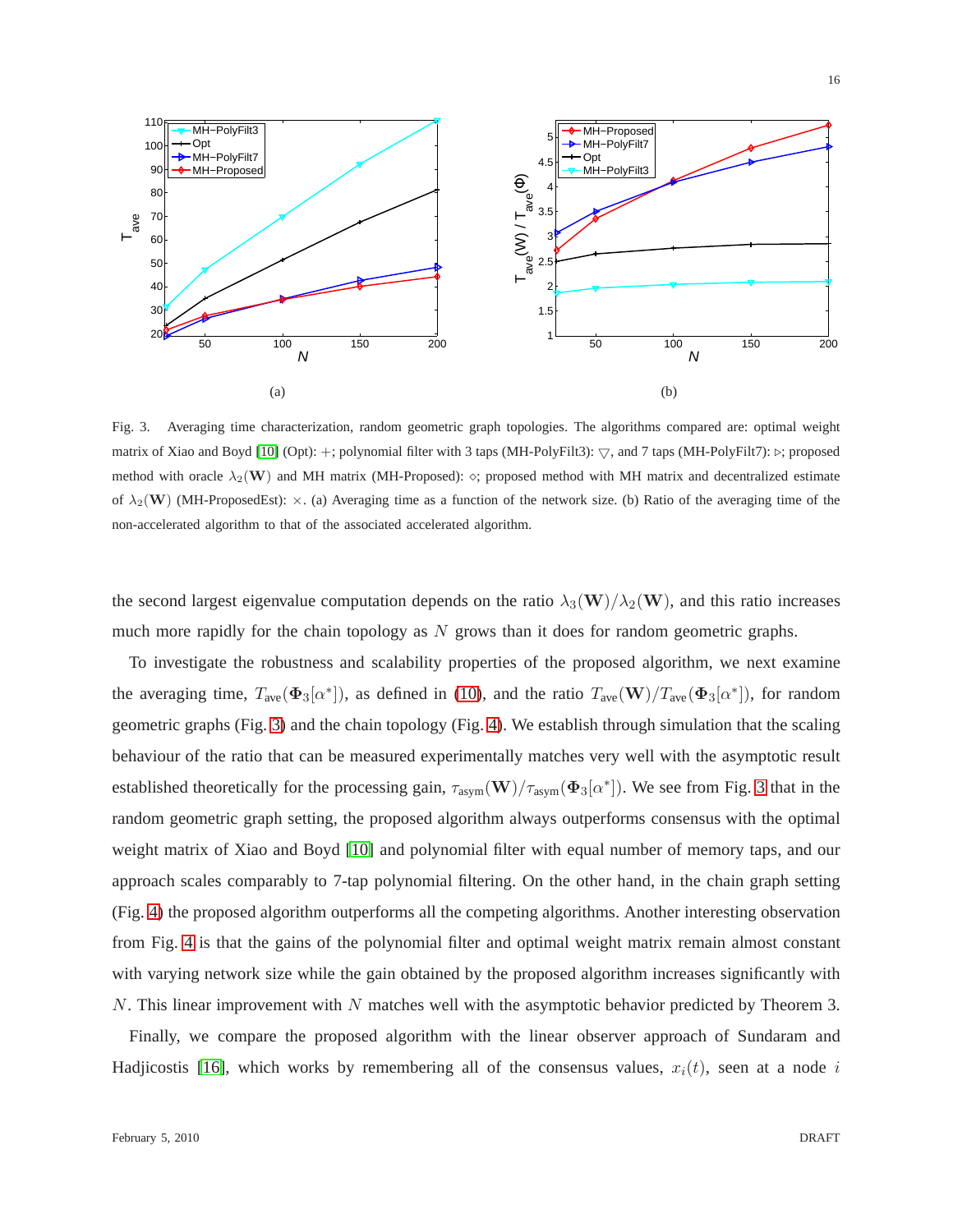Fig. 3. Averaging time characterization, random geometric graph topologies. The algorithms compared are: optimal weight matrix of Xiao and Boyd [10] (Opt): $+$; polynomial filter with 3 taps (MH-PolyFilt3): $\bigtriangledown$, and 7 taps (MH-PolyFilt7): $\triangleright$; proposed method with oracle $\lambda_2(\mathbf{W})$ and MH matrix (MH-Proposed): $\diamond$; proposed method with MH matrix and decentralized estimate of $\lambda_2(\mathbf{W})$ (MH-ProposedEst): $\times$. (a) Averaging time as a function of the network size. (b) Ratio of the averaging time of the non-accelerated algorithm to that of the associated accelerated algorithm.

the second largest eigenvalue computation depends on the ratio $\lambda_3(\mathbf{W})/\lambda_2(\mathbf{W})$, and this ratio increases much more rapidly for the chain topology as $N$ grows than it does for random geometric graphs.

To investigate the robustness and scalability properties of the proposed algorithm, we next examine the averaging time, $T_{\text{ave}}(\mathbf{\Phi}_3[\alpha^*])$, as defined in (10), and the ratio $T_{\text{ave}}(\mathbf{W})/T_{\text{ave}}(\mathbf{\Phi}_3[\alpha^*])$, for random geometric graphs (Fig. 3) and the chain topology (Fig. 4). We establish through simulation that the scaling behaviour of the ratio that can be measured experimentally matches very well with the asymptotic result established theoretically for the processing gain, $\tau_{\text{asym}}(\mathbf{W})/\tau_{\text{asym}}(\mathbf{\Phi}_3[\alpha^*])$. We see from Fig. 3 that in the random geometric graph setting, the proposed algorithm always outperforms consensus with the optimal weight matrix of Xiao and Boyd [10] and polynomial filter with equal number of memory taps, and our approach scales comparably to 7-tap polynomial filtering. On the other hand, in the chain graph setting (Fig. 4) the proposed algorithm outperforms all the competing algorithms. Another interesting observation from Fig. 4 is that the gains of the polynomial filter and optimal weight matrix remain almost constant with varying network size while the gain obtained by the proposed algorithm increases significantly with $N$. This linear improvement with $N$ matches well with the asymptotic behavior predicted by Theorem 3.

Finally, we compare the proposed algorithm with the linear observer approach of Sundaram and Hadjicostis [16], which works by remembering all of the consensus values, $x_i(t)$, seen at a node $i$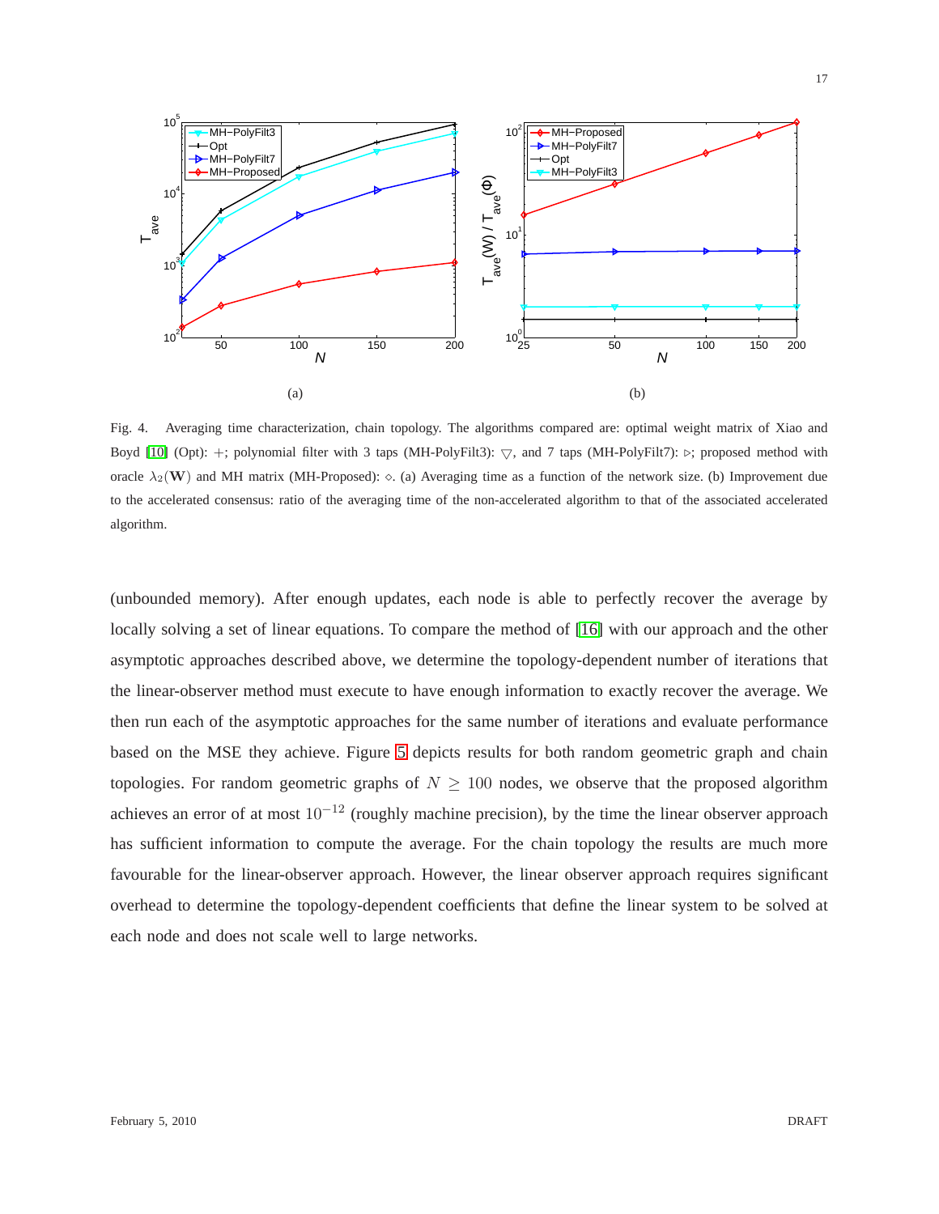(a)

(b)

Fig. 4. Averaging time characterization, chain topology. The algorithms compared are: optimal weight matrix of Xiao and Boyd [10] (Opt): $+$; polynomial filter with 3 taps (MH-PolyFilt3): $\bigtriangledown$, and 7 taps (MH-PolyFilt7): $\triangleright$; proposed method with oracle $\lambda_2(\mathbf{W})$ and MH matrix (MH-Proposed): $\diamond$. (a) Averaging time as a function of the network size. (b) Improvement due to the accelerated consensus: ratio of the averaging time of the non-accelerated algorithm to that of the associated accelerated algorithm.

(unbounded memory). After enough updates, each node is able to perfectly recover the average by locally solving a set of linear equations. To compare the method of [16] with our approach and the other asymptotic approaches described above, we determine the topology-dependent number of iterations that the linear-observer method must execute to have enough information to exactly recover the average. We then run each of the asymptotic approaches for the same number of iterations and evaluate performance based on the MSE they achieve. Figure 5 depicts results for both random geometric graph and chain topologies. For random geometric graphs of $N \geq 100$ nodes, we observe that the proposed algorithm achieves an error of at most $10^{-12}$ (roughly machine precision), by the time the linear observer approach has sufficient information to compute the average. For the chain topology the results are much more favourable for the linear-observer approach. However, the linear observer approach requires significant overhead to determine the topology-dependent coefficients that define the linear system to be solved at each node and does not scale well to large networks.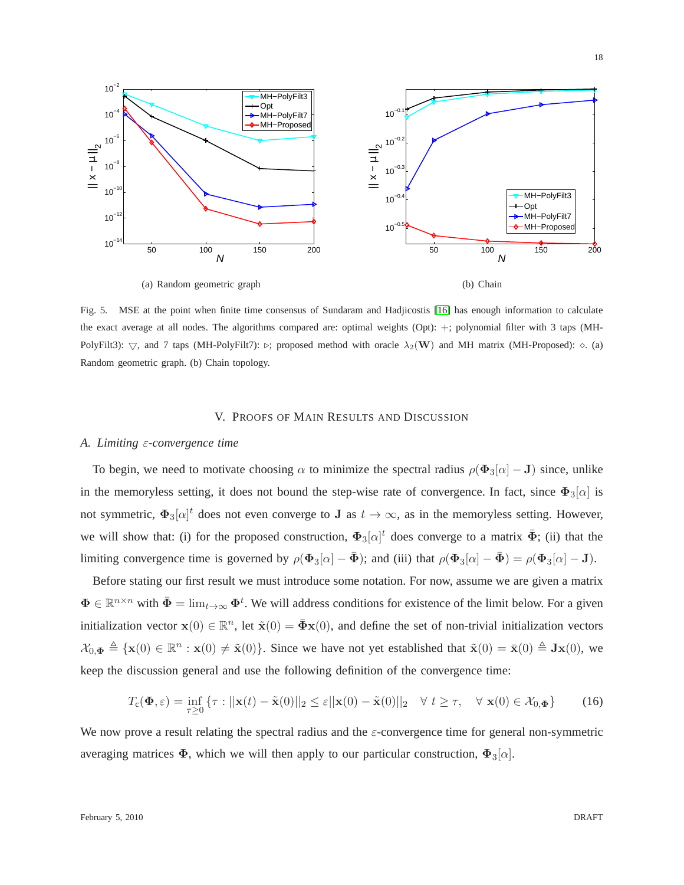(a) Random geometric graph

(b) Chain

Fig. 5. MSE at the point when finite time consensus of Sundaram and Hadjicostis [16] has enough information to calculate the exact average at all nodes. The algorithms compared are: optimal weights (Opt): $+$; polynomial filter with 3 taps (MH-PolyFilt3): $\triangledown$, and 7 taps (MH-PolyFilt7): $\triangleright$; proposed method with oracle $\lambda_2(\mathbf{W})$ and MH matrix (MH-Proposed): $\diamond$. (a) Random geometric graph. (b) Chain topology.

## V. Proofs of Main Results and Discussion

### A. Limiting $\varepsilon$-convergence time

To begin, we need to motivate choosing $\alpha$ to minimize the spectral radius $\rho(\mathbf{\Phi}_3[\alpha] - \mathbf{J})$ since, unlike in the memoryless setting, it does not bound the step-wise rate of convergence. In fact, since $\mathbf{\Phi}_3[\alpha]$ is not symmetric, $\mathbf{\Phi}_3[\alpha]^t$ does not even converge to $\mathbf{J}$ as $t \to \infty$, as in the memoryless setting. However, we will show that: (i) for the proposed construction, $\mathbf{\Phi}_3[\alpha]^t$ does converge to a matrix $\bar{\mathbf{\Phi}}$; (ii) that the limiting convergence time is governed by $\rho(\mathbf{\Phi}_3[\alpha] - \bar{\mathbf{\Phi}})$; and (iii) that $\rho(\mathbf{\Phi}_3[\alpha] - \bar{\mathbf{\Phi}}) = \rho(\mathbf{\Phi}_3[\alpha] - \mathbf{J})$.

Before stating our first result we must introduce some notation. For now, assume we are given a matrix $\mathbf{\Phi} \in \mathbb{R}^{n \times n}$ with $\bar{\mathbf{\Phi}} = \lim_{t\to\infty} \mathbf{\Phi}^t$. We will address conditions for existence of the limit below. For a given initialization vector $\mathbf{x}(0) \in \mathbb{R}^n$, let $\tilde{\mathbf{x}}(0) = \bar{\mathbf{\Phi}}\mathbf{x}(0)$, and define the set of non-trivial initialization vectors $\mathcal{X}_{0,\mathbf{\Phi}} \triangleq \{\mathbf{x}(0) \in \mathbb{R}^n : \mathbf{x}(0) \neq \tilde{\mathbf{x}}(0)\}$. Since we have not yet established that $\tilde{\mathbf{x}}(0) = \bar{\mathbf{x}}(0) \triangleq \mathbf{J}\mathbf{x}(0)$, we keep the discussion general and use the following definition of the convergence time:

$$T_c(\mathbf{\Phi}, \varepsilon) = \inf_{\tau \geq 0} \{\tau : ||\mathbf{x}(t) - \tilde{\mathbf{x}}(0)||_2 \leq \varepsilon ||\mathbf{x}(0) - \tilde{\mathbf{x}}(0)||_2 \quad \forall\, t \geq \tau, \quad \forall\, \mathbf{x}(0) \in \mathcal{X}_{0,\mathbf{\Phi}}\} \tag{16}$$

We now prove a result relating the spectral radius and the $\varepsilon$-convergence time for general non-symmetric averaging matrices $\mathbf{\Phi}$, which we will then apply to our particular construction, $\mathbf{\Phi}_3[\alpha]$.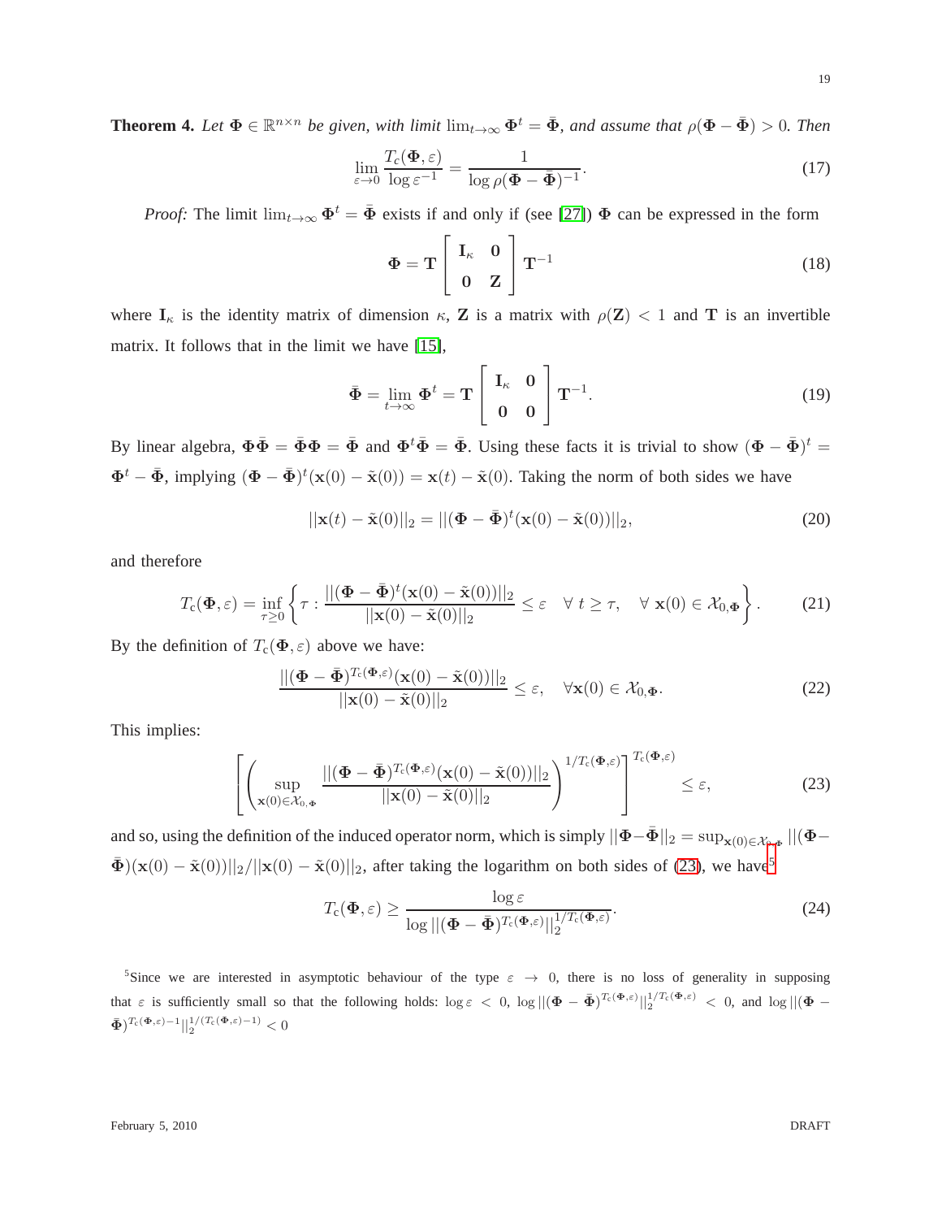**Theorem 4.** *Let $\mathbf{\Phi} \in \mathbb{R}^{n\times n}$ be given, with limit $\lim_{t\to\infty} \mathbf{\Phi}^t = \bar{\mathbf{\Phi}}$, and assume that $\rho(\mathbf{\Phi} - \bar{\mathbf{\Phi}}) > 0$. Then*

$$\lim_{\varepsilon\to 0} \frac{T_c(\mathbf{\Phi}, \varepsilon)}{\log \varepsilon^{-1}} = \frac{1}{\log \rho(\mathbf{\Phi} - \bar{\mathbf{\Phi}})^{-1}}. \tag{17}$$

*Proof:* The limit $\lim_{t\to\infty} \mathbf{\Phi}^t = \bar{\mathbf{\Phi}}$ exists if and only if (see [27]) $\mathbf{\Phi}$ can be expressed in the form

$$\mathbf{\Phi} = \mathbf{T} \begin{bmatrix} \mathbf{I}_\kappa & \mathbf{0} \\ \mathbf{0} & \mathbf{Z} \end{bmatrix} \mathbf{T}^{-1} \tag{18}$$

where $\mathbf{I}_\kappa$ is the identity matrix of dimension $\kappa$, $\mathbf{Z}$ is a matrix with $\rho(\mathbf{Z}) < 1$ and $\mathbf{T}$ is an invertible matrix. It follows that in the limit we have [15],

$$\bar{\mathbf{\Phi}} = \lim_{t\to\infty} \mathbf{\Phi}^t = \mathbf{T} \begin{bmatrix} \mathbf{I}_\kappa & \mathbf{0} \\ \mathbf{0} & \mathbf{0} \end{bmatrix} \mathbf{T}^{-1}. \tag{19}$$

By linear algebra, $\mathbf{\Phi}\bar{\mathbf{\Phi}} = \bar{\mathbf{\Phi}}\mathbf{\Phi} = \bar{\mathbf{\Phi}}$ and $\mathbf{\Phi}^t\bar{\mathbf{\Phi}} = \bar{\mathbf{\Phi}}$. Using these facts it is trivial to show $(\mathbf{\Phi} - \bar{\mathbf{\Phi}})^t = \mathbf{\Phi}^t - \bar{\mathbf{\Phi}}$, implying $(\mathbf{\Phi} - \bar{\mathbf{\Phi}})^t(\mathbf{x}(0) - \tilde{\mathbf{x}}(0)) = \mathbf{x}(t) - \tilde{\mathbf{x}}(0)$. Taking the norm of both sides we have

$$||\mathbf{x}(t) - \tilde{\mathbf{x}}(0)||_2 = ||(\mathbf{\Phi} - \bar{\mathbf{\Phi}})^t(\mathbf{x}(0) - \tilde{\mathbf{x}}(0))||_2, \tag{20}$$

and therefore

$$T_c(\mathbf{\Phi}, \varepsilon) = \inf_{\tau\geq 0} \left\{ \tau : \frac{||(\mathbf{\Phi} - \bar{\mathbf{\Phi}})^t(\mathbf{x}(0) - \tilde{\mathbf{x}}(0))||_2}{||\mathbf{x}(0) - \tilde{\mathbf{x}}(0)||_2} \leq \varepsilon \quad \forall\ t \geq \tau, \quad \forall\ \mathbf{x}(0) \in \mathcal{X}_{0,\mathbf{\Phi}} \right\}. \tag{21}$$

By the definition of $T_c(\mathbf{\Phi}, \varepsilon)$ above we have:

$$\frac{||(\mathbf{\Phi} - \bar{\mathbf{\Phi}})^{T_c(\mathbf{\Phi},\varepsilon)}(\mathbf{x}(0) - \tilde{\mathbf{x}}(0))||_2}{||\mathbf{x}(0) - \tilde{\mathbf{x}}(0)||_2} \leq \varepsilon, \quad \forall \mathbf{x}(0) \in \mathcal{X}_{0,\mathbf{\Phi}}. \tag{22}$$

This implies:

$$\left[ \left( \sup_{\mathbf{x}(0)\in\mathcal{X}_{0,\mathbf{\Phi}}} \frac{||(\mathbf{\Phi} - \bar{\mathbf{\Phi}})^{T_c(\mathbf{\Phi},\varepsilon)}(\mathbf{x}(0) - \tilde{\mathbf{x}}(0))||_2}{||\mathbf{x}(0) - \tilde{\mathbf{x}}(0)||_2} \right)^{1/T_c(\mathbf{\Phi},\varepsilon)} \right]^{T_c(\mathbf{\Phi},\varepsilon)} \leq \varepsilon, \tag{23}$$

and so, using the definition of the induced operator norm, which is simply $||\mathbf{\Phi} - \bar{\mathbf{\Phi}}||_2 = \sup_{\mathbf{x}(0)\in\mathcal{X}_{0,\mathbf{\Phi}}} ||(\mathbf{\Phi} - \bar{\mathbf{\Phi}})(\mathbf{x}(0) - \tilde{\mathbf{x}}(0))||_2 / ||\mathbf{x}(0) - \tilde{\mathbf{x}}(0)||_2$, after taking the logarithm on both sides of (23), we have[5]

$$T_c(\mathbf{\Phi}, \varepsilon) \geq \frac{\log \varepsilon}{\log ||(\mathbf{\Phi} - \bar{\mathbf{\Phi}})^{T_c(\mathbf{\Phi},\varepsilon)}||_2^{1/T_c(\mathbf{\Phi},\varepsilon)}}. \tag{24}$$

[5] Since we are interested in asymptotic behaviour of the type $\varepsilon \to 0$, there is no loss of generality in supposing that $\varepsilon$ is sufficiently small so that the following holds: $\log \varepsilon < 0$, $\log ||(\mathbf{\Phi} - \bar{\mathbf{\Phi}})^{T_c(\mathbf{\Phi},\varepsilon)}||_2^{1/T_c(\mathbf{\Phi},\varepsilon)} < 0$, and $\log ||(\mathbf{\Phi} - \bar{\mathbf{\Phi}})^{T_c(\mathbf{\Phi},\varepsilon)-1}||_2^{1/(T_c(\mathbf{\Phi},\varepsilon)-1)} < 0$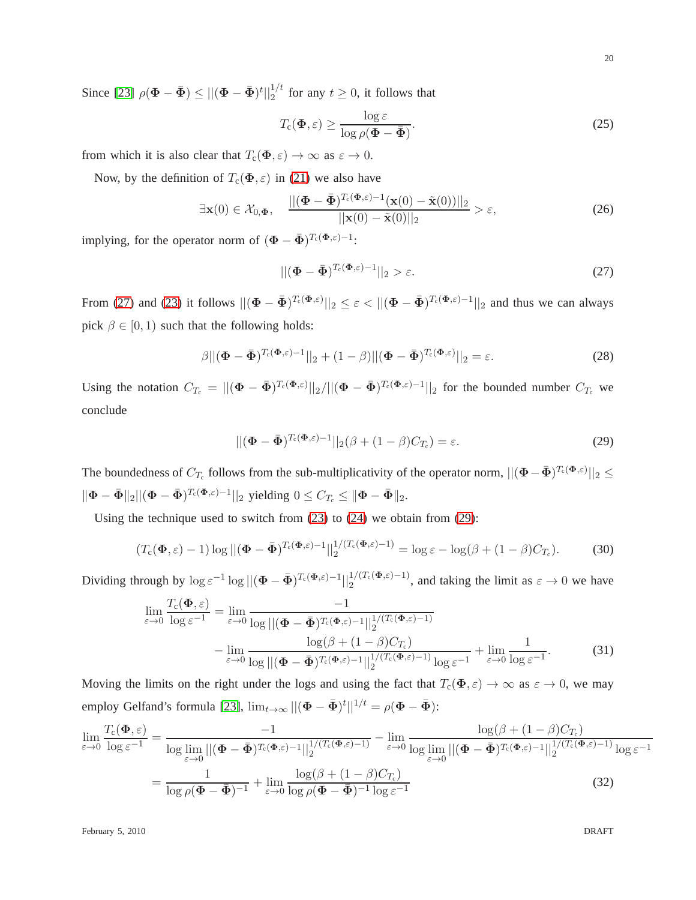Since [23] $\rho(\mathbf{\Phi} - \bar{\mathbf{\Phi}}) \leq ||(\mathbf{\Phi} - \bar{\mathbf{\Phi}})^t||_2^{1/t}$ for any $t \geq 0$, it follows that

$$T_c(\mathbf{\Phi}, \varepsilon) \geq \frac{\log \varepsilon}{\log \rho(\mathbf{\Phi} - \bar{\mathbf{\Phi}})}. \tag{25}$$

from which it is also clear that $T_c(\mathbf{\Phi}, \varepsilon) \to \infty$ as $\varepsilon \to 0$.

Now, by the definition of $T_c(\mathbf{\Phi}, \varepsilon)$ in (21) we also have

$$\exists \mathbf{x}(0) \in \mathcal{X}_{0,\mathbf{\Phi}}, \quad \frac{||(\mathbf{\Phi} - \bar{\mathbf{\Phi}})^{T_c(\mathbf{\Phi},\varepsilon)-1}(\mathbf{x}(0) - \tilde{\mathbf{x}}(0))||_2}{||\mathbf{x}(0) - \tilde{\mathbf{x}}(0)||_2} > \varepsilon, \tag{26}$$

implying, for the operator norm of $(\mathbf{\Phi} - \bar{\mathbf{\Phi}})^{T_c(\mathbf{\Phi},\varepsilon)-1}$:

$$||(\mathbf{\Phi} - \bar{\mathbf{\Phi}})^{T_c(\mathbf{\Phi},\varepsilon)-1}||_2 > \varepsilon. \tag{27}$$

From (27) and (23) it follows $||(\mathbf{\Phi} - \bar{\mathbf{\Phi}})^{T_c(\mathbf{\Phi},\varepsilon)}||_2 \leq \varepsilon < ||(\mathbf{\Phi} - \bar{\mathbf{\Phi}})^{T_c(\mathbf{\Phi},\varepsilon)-1}||_2$ and thus we can always pick $\beta \in [0, 1)$ such that the following holds:

$$\beta||(\mathbf{\Phi} - \bar{\mathbf{\Phi}})^{T_c(\mathbf{\Phi},\varepsilon)-1}||_2 + (1 - \beta)||(\mathbf{\Phi} - \bar{\mathbf{\Phi}})^{T_c(\mathbf{\Phi},\varepsilon)}||_2 = \varepsilon. \tag{28}$$

Using the notation $C_{T_c} = ||(\mathbf{\Phi} - \bar{\mathbf{\Phi}})^{T_c(\mathbf{\Phi},\varepsilon)}||_2 / ||(\mathbf{\Phi} - \bar{\mathbf{\Phi}})^{T_c(\mathbf{\Phi},\varepsilon)-1}||_2$ for the bounded number $C_{T_c}$ we conclude

$$||(\mathbf{\Phi} - \bar{\mathbf{\Phi}})^{T_c(\mathbf{\Phi},\varepsilon)-1}||_2(\beta + (1 - \beta)C_{T_c}) = \varepsilon. \tag{29}$$

The boundedness of $C_{T_c}$ follows from the sub-multiplicativity of the operator norm, $||(\mathbf{\Phi} - \bar{\mathbf{\Phi}})^{T_c(\mathbf{\Phi},\varepsilon)}||_2 \leq \|\mathbf{\Phi} - \bar{\mathbf{\Phi}}\|_2 ||(\mathbf{\Phi} - \bar{\mathbf{\Phi}})^{T_c(\mathbf{\Phi},\varepsilon)-1}||_2$ yielding $0 \leq C_{T_c} \leq \|\mathbf{\Phi} - \bar{\mathbf{\Phi}}\|_2$.

Using the technique used to switch from (23) to (24) we obtain from (29):

$$(T_c(\mathbf{\Phi}, \varepsilon) - 1) \log ||(\mathbf{\Phi} - \bar{\mathbf{\Phi}})^{T_c(\mathbf{\Phi},\varepsilon)-1}||_2^{1/(T_c(\mathbf{\Phi},\varepsilon)-1)} = \log \varepsilon - \log(\beta + (1 - \beta)C_{T_c}). \tag{30}$$

Dividing through by $\log \varepsilon^{-1} \log ||(\mathbf{\Phi} - \bar{\mathbf{\Phi}})^{T_c(\mathbf{\Phi},\varepsilon)-1}||_2^{1/(T_c(\mathbf{\Phi},\varepsilon)-1)}$, and taking the limit as $\varepsilon \to 0$ we have

$$\begin{aligned}\lim_{\varepsilon \to 0} \frac{T_c(\mathbf{\Phi}, \varepsilon)}{\log \varepsilon^{-1}} &= \lim_{\varepsilon \to 0} \frac{-1}{\log ||(\mathbf{\Phi} - \bar{\mathbf{\Phi}})^{T_c(\mathbf{\Phi},\varepsilon)-1}||_2^{1/(T_c(\mathbf{\Phi},\varepsilon)-1)}} \\ &\quad - \lim_{\varepsilon \to 0} \frac{\log(\beta + (1 - \beta)C_{T_c})}{\log ||(\mathbf{\Phi} - \bar{\mathbf{\Phi}})^{T_c(\mathbf{\Phi},\varepsilon)-1}||_2^{1/(T_c(\mathbf{\Phi},\varepsilon)-1)} \log \varepsilon^{-1}} + \lim_{\varepsilon \to 0} \frac{1}{\log \varepsilon^{-1}}.\end{aligned} \tag{31}$$

Moving the limits on the right under the logs and using the fact that $T_c(\mathbf{\Phi}, \varepsilon) \to \infty$ as $\varepsilon \to 0$, we may employ Gelfand's formula [23], $\lim_{t \to \infty} ||(\mathbf{\Phi} - \bar{\mathbf{\Phi}})^t||^{1/t} = \rho(\mathbf{\Phi} - \bar{\mathbf{\Phi}})$:

$$\begin{aligned}\lim_{\varepsilon \to 0} \frac{T_c(\mathbf{\Phi}, \varepsilon)}{\log \varepsilon^{-1}} &= \frac{-1}{\log \lim\limits_{\varepsilon \to 0} ||(\mathbf{\Phi} - \bar{\mathbf{\Phi}})^{T_c(\mathbf{\Phi},\varepsilon)-1}||_2^{1/(T_c(\mathbf{\Phi},\varepsilon)-1)}} - \lim_{\varepsilon \to 0} \frac{\log(\beta + (1 - \beta)C_{T_c})}{\log \lim\limits_{\varepsilon \to 0} ||(\mathbf{\Phi} - \bar{\mathbf{\Phi}})^{T_c(\mathbf{\Phi},\varepsilon)-1}||_2^{1/(T_c(\mathbf{\Phi},\varepsilon)-1)} \log \varepsilon^{-1}} \\ &= \frac{1}{\log \rho(\mathbf{\Phi} - \bar{\mathbf{\Phi}})^{-1}} + \lim_{\varepsilon \to 0} \frac{\log(\beta + (1 - \beta)C_{T_c})}{\log \rho(\mathbf{\Phi} - \bar{\mathbf{\Phi}})^{-1} \log \varepsilon^{-1}}\end{aligned} \tag{32}$$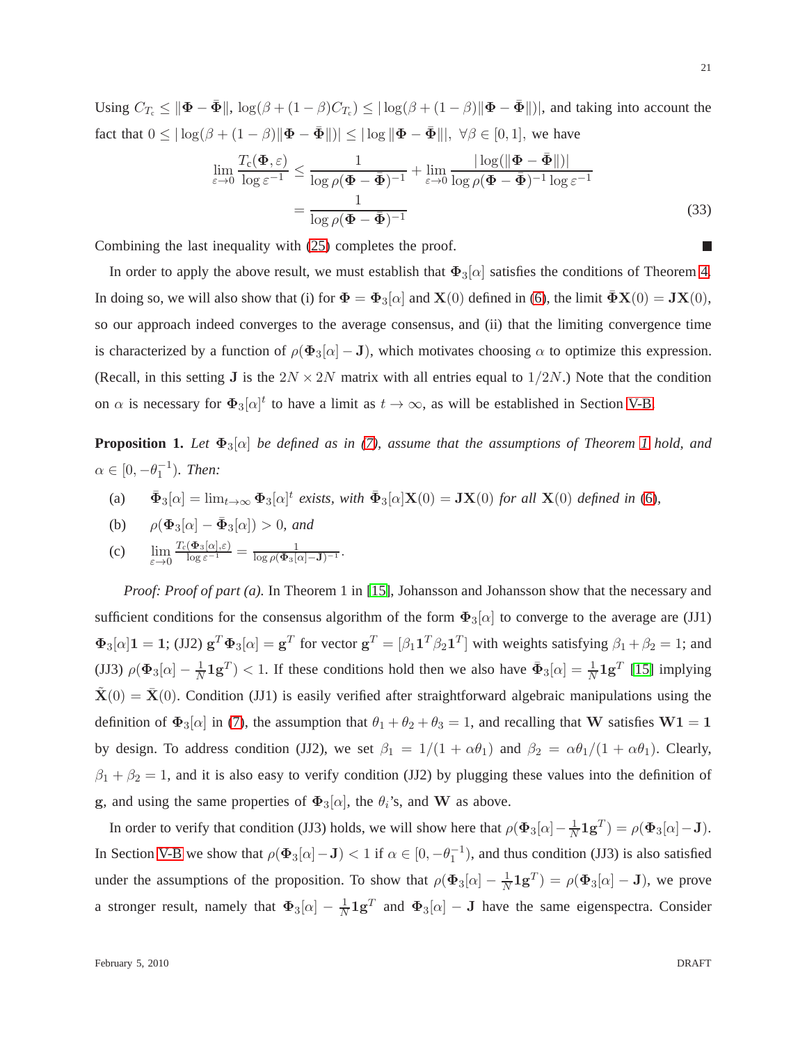Using $C_{T_c} \leq \|\mathbf{\Phi} - \bar{\mathbf{\Phi}}\|$, $\log(\beta + (1-\beta)C_{T_c}) \leq |\log(\beta + (1-\beta)\|\mathbf{\Phi} - \bar{\mathbf{\Phi}}\|)|$, and taking into account the fact that $0 \leq |\log(\beta + (1-\beta)\|\mathbf{\Phi} - \bar{\mathbf{\Phi}}\|)| \leq |\log \|\mathbf{\Phi} - \bar{\mathbf{\Phi}}\||$, $\forall \beta \in [0,1]$, we have

$$
\begin{aligned}
\lim_{\varepsilon \to 0} \frac{T_c(\mathbf{\Phi}, \varepsilon)}{\log \varepsilon^{-1}} &\leq \frac{1}{\log \rho(\mathbf{\Phi} - \bar{\mathbf{\Phi}})^{-1}} + \lim_{\varepsilon \to 0} \frac{|\log(\|\mathbf{\Phi} - \bar{\mathbf{\Phi}}\|)|}{\log \rho(\mathbf{\Phi} - \bar{\mathbf{\Phi}})^{-1} \log \varepsilon^{-1}} \\
&= \frac{1}{\log \rho(\mathbf{\Phi} - \bar{\mathbf{\Phi}})^{-1}}
\end{aligned}
\tag{33}
$$

Combining the last inequality with (25) completes the proof. ■

In order to apply the above result, we must establish that $\mathbf{\Phi}_3[\alpha]$ satisfies the conditions of Theorem 4. In doing so, we will also show that (i) for $\mathbf{\Phi} = \mathbf{\Phi}_3[\alpha]$ and $\mathbf{X}(0)$ defined in (6), the limit $\bar{\mathbf{\Phi}}\mathbf{X}(0) = \mathbf{J}\mathbf{X}(0)$, so our approach indeed converges to the average consensus, and (ii) that the limiting convergence time is characterized by a function of $\rho(\mathbf{\Phi}_3[\alpha] - \mathbf{J})$, which motivates choosing $\alpha$ to optimize this expression. (Recall, in this setting $\mathbf{J}$ is the $2N \times 2N$ matrix with all entries equal to $1/2N$.) Note that the condition on $\alpha$ is necessary for $\mathbf{\Phi}_3[\alpha]^t$ to have a limit as $t \to \infty$, as will be established in Section V-B.

**Proposition 1.** *Let $\mathbf{\Phi}_3[\alpha]$ be defined as in (7), assume that the assumptions of Theorem 1 hold, and $\alpha \in [0, -\theta_1^{-1})$. Then:*

(a) $\bar{\mathbf{\Phi}}_3[\alpha] = \lim_{t\to\infty} \mathbf{\Phi}_3[\alpha]^t$ *exists, with* $\bar{\mathbf{\Phi}}_3[\alpha]\mathbf{X}(0) = \mathbf{J}\mathbf{X}(0)$ *for all* $\mathbf{X}(0)$ *defined in* (6),

(b) $\rho(\mathbf{\Phi}_3[\alpha] - \bar{\mathbf{\Phi}}_3[\alpha]) > 0$, *and*

(c) $\lim_{\varepsilon\to 0} \frac{T_c(\mathbf{\Phi}_3[\alpha],\varepsilon)}{\log \varepsilon^{-1}} = \frac{1}{\log \rho(\mathbf{\Phi}_3[\alpha] - \mathbf{J})^{-1}}$.

*Proof: Proof of part (a).* In Theorem 1 in [15], Johansson and Johansson show that the necessary and sufficient conditions for the consensus algorithm of the form $\mathbf{\Phi}_3[\alpha]$ to converge to the average are (JJ1) $\mathbf{\Phi}_3[\alpha]\mathbf{1} = \mathbf{1}$; (JJ2) $\mathbf{g}^T\mathbf{\Phi}_3[\alpha] = \mathbf{g}^T$ for vector $\mathbf{g}^T = [\beta_1 \mathbf{1}^T \beta_2 \mathbf{1}^T]$ with weights satisfying $\beta_1 + \beta_2 = 1$; and (JJ3) $\rho(\mathbf{\Phi}_3[\alpha] - \frac{1}{N}\mathbf{1}\mathbf{g}^T) < 1$. If these conditions hold then we also have $\bar{\mathbf{\Phi}}_3[\alpha] = \frac{1}{N}\mathbf{1}\mathbf{g}^T$ [15] implying $\tilde{\mathbf{X}}(0) = \bar{\mathbf{X}}(0)$. Condition (JJ1) is easily verified after straightforward algebraic manipulations using the definition of $\mathbf{\Phi}_3[\alpha]$ in (7), the assumption that $\theta_1 + \theta_2 + \theta_3 = 1$, and recalling that $\mathbf{W}$ satisfies $\mathbf{W}\mathbf{1} = \mathbf{1}$ by design. To address condition (JJ2), we set $\beta_1 = 1/(1 + \alpha\theta_1)$ and $\beta_2 = \alpha\theta_1/(1 + \alpha\theta_1)$. Clearly, $\beta_1 + \beta_2 = 1$, and it is also easy to verify condition (JJ2) by plugging these values into the definition of $\mathbf{g}$, and using the same properties of $\mathbf{\Phi}_3[\alpha]$, the $\theta_i$'s, and $\mathbf{W}$ as above.

In order to verify that condition (JJ3) holds, we will show here that $\rho(\mathbf{\Phi}_3[\alpha] - \frac{1}{N}\mathbf{1}\mathbf{g}^T) = \rho(\mathbf{\Phi}_3[\alpha] - \mathbf{J})$. In Section V-B we show that $\rho(\mathbf{\Phi}_3[\alpha] - \mathbf{J}) < 1$ if $\alpha \in [0, -\theta_1^{-1})$, and thus condition (JJ3) is also satisfied under the assumptions of the proposition. To show that $\rho(\mathbf{\Phi}_3[\alpha] - \frac{1}{N}\mathbf{1}\mathbf{g}^T) = \rho(\mathbf{\Phi}_3[\alpha] - \mathbf{J})$, we prove a stronger result, namely that $\mathbf{\Phi}_3[\alpha] - \frac{1}{N}\mathbf{1}\mathbf{g}^T$ and $\mathbf{\Phi}_3[\alpha] - \mathbf{J}$ have the same eigenspectra. Consider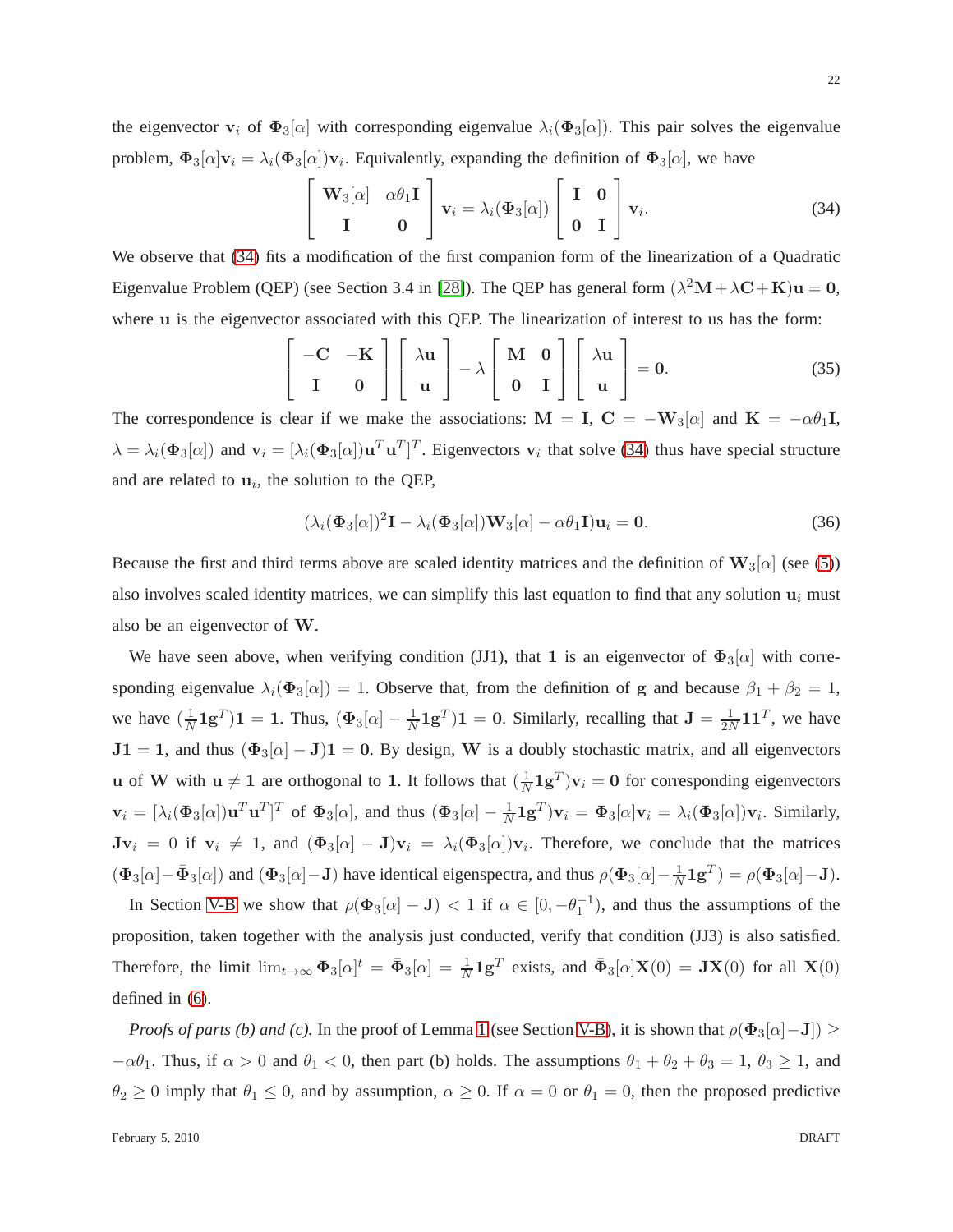the eigenvector $\mathbf{v}_i$ of $\mathbf{\Phi}_3[\alpha]$ with corresponding eigenvalue $\lambda_i(\mathbf{\Phi}_3[\alpha])$. This pair solves the eigenvalue problem, $\mathbf{\Phi}_3[\alpha]\mathbf{v}_i = \lambda_i(\mathbf{\Phi}_3[\alpha])\mathbf{v}_i$. Equivalently, expanding the definition of $\mathbf{\Phi}_3[\alpha]$, we have

$$\begin{bmatrix} \mathbf{W}_3[\alpha] & \alpha\theta_1\mathbf{I} \\ \mathbf{I} & \mathbf{0} \end{bmatrix} \mathbf{v}_i = \lambda_i(\mathbf{\Phi}_3[\alpha]) \begin{bmatrix} \mathbf{I} & \mathbf{0} \\ \mathbf{0} & \mathbf{I} \end{bmatrix} \mathbf{v}_i. \tag{34}$$

We observe that (34) fits a modification of the first companion form of the linearization of a Quadratic Eigenvalue Problem (QEP) (see Section 3.4 in [28]). The QEP has general form $(\lambda^2\mathbf{M}+\lambda\mathbf{C}+\mathbf{K})\mathbf{u} = \mathbf{0}$, where $\mathbf{u}$ is the eigenvector associated with this QEP. The linearization of interest to us has the form:

$$\begin{bmatrix} -\mathbf{C} & -\mathbf{K} \\ \mathbf{I} & \mathbf{0} \end{bmatrix} \begin{bmatrix} \lambda\mathbf{u} \\ \mathbf{u} \end{bmatrix} - \lambda \begin{bmatrix} \mathbf{M} & \mathbf{0} \\ \mathbf{0} & \mathbf{I} \end{bmatrix} \begin{bmatrix} \lambda\mathbf{u} \\ \mathbf{u} \end{bmatrix} = \mathbf{0}. \tag{35}$$

The correspondence is clear if we make the associations: $\mathbf{M} = \mathbf{I}$, $\mathbf{C} = -\mathbf{W}_3[\alpha]$ and $\mathbf{K} = -\alpha\theta_1\mathbf{I}$, $\lambda = \lambda_i(\mathbf{\Phi}_3[\alpha])$ and $\mathbf{v}_i = [\lambda_i(\mathbf{\Phi}_3[\alpha])\mathbf{u}^T\mathbf{u}^T]^T$. Eigenvectors $\mathbf{v}_i$ that solve (34) thus have special structure and are related to $\mathbf{u}_i$, the solution to the QEP,

$$(\lambda_i(\mathbf{\Phi}_3[\alpha])^2\mathbf{I} - \lambda_i(\mathbf{\Phi}_3[\alpha])\mathbf{W}_3[\alpha] - \alpha\theta_1\mathbf{I})\mathbf{u}_i = \mathbf{0}. \tag{36}$$

Because the first and third terms above are scaled identity matrices and the definition of $\mathbf{W}_3[\alpha]$ (see (5)) also involves scaled identity matrices, we can simplify this last equation to find that any solution $\mathbf{u}_i$ must also be an eigenvector of $\mathbf{W}$.

We have seen above, when verifying condition (JJ1), that $\mathbf{1}$ is an eigenvector of $\mathbf{\Phi}_3[\alpha]$ with corresponding eigenvalue $\lambda_i(\mathbf{\Phi}_3[\alpha]) = 1$. Observe that, from the definition of $\mathbf{g}$ and because $\beta_1 + \beta_2 = 1$, we have $(\frac{1}{N}\mathbf{1}\mathbf{g}^T)\mathbf{1} = \mathbf{1}$. Thus, $(\mathbf{\Phi}_3[\alpha] - \frac{1}{N}\mathbf{1}\mathbf{g}^T)\mathbf{1} = \mathbf{0}$. Similarly, recalling that $\mathbf{J} = \frac{1}{2N}\mathbf{1}\mathbf{1}^T$, we have $\mathbf{J}\mathbf{1} = \mathbf{1}$, and thus $(\mathbf{\Phi}_3[\alpha] - \mathbf{J})\mathbf{1} = \mathbf{0}$. By design, $\mathbf{W}$ is a doubly stochastic matrix, and all eigenvectors $\mathbf{u}$ of $\mathbf{W}$ with $\mathbf{u} \neq \mathbf{1}$ are orthogonal to $\mathbf{1}$. It follows that $(\frac{1}{N}\mathbf{1}\mathbf{g}^T)\mathbf{v}_i = \mathbf{0}$ for corresponding eigenvectors $\mathbf{v}_i = [\lambda_i(\mathbf{\Phi}_3[\alpha])\mathbf{u}^T\mathbf{u}^T]^T$ of $\mathbf{\Phi}_3[\alpha]$, and thus $(\mathbf{\Phi}_3[\alpha] - \frac{1}{N}\mathbf{1}\mathbf{g}^T)\mathbf{v}_i = \mathbf{\Phi}_3[\alpha]\mathbf{v}_i = \lambda_i(\mathbf{\Phi}_3[\alpha])\mathbf{v}_i$. Similarly, $\mathbf{J}\mathbf{v}_i = 0$ if $\mathbf{v}_i \neq \mathbf{1}$, and $(\mathbf{\Phi}_3[\alpha] - \mathbf{J})\mathbf{v}_i = \lambda_i(\mathbf{\Phi}_3[\alpha])\mathbf{v}_i$. Therefore, we conclude that the matrices $(\mathbf{\Phi}_3[\alpha] - \bar{\mathbf{\Phi}}_3[\alpha])$ and $(\mathbf{\Phi}_3[\alpha] - \mathbf{J})$ have identical eigenspectra, and thus $\rho(\mathbf{\Phi}_3[\alpha] - \frac{1}{N}\mathbf{1}\mathbf{g}^T) = \rho(\mathbf{\Phi}_3[\alpha] - \mathbf{J})$.

In Section V-B we show that $\rho(\mathbf{\Phi}_3[\alpha] - \mathbf{J}) < 1$ if $\alpha \in [0, -\theta_1^{-1})$, and thus the assumptions of the proposition, taken together with the analysis just conducted, verify that condition (JJ3) is also satisfied. Therefore, the limit $\lim_{t\to\infty} \mathbf{\Phi}_3[\alpha]^t = \bar{\mathbf{\Phi}}_3[\alpha] = \frac{1}{N}\mathbf{1}\mathbf{g}^T$ exists, and $\bar{\mathbf{\Phi}}_3[\alpha]\mathbf{X}(0) = \mathbf{J}\mathbf{X}(0)$ for all $\mathbf{X}(0)$ defined in (6).

*Proofs of parts (b) and (c).* In the proof of Lemma 1 (see Section V-B), it is shown that $\rho(\mathbf{\Phi}_3[\alpha] - \mathbf{J}) \geq -\alpha\theta_1$. Thus, if $\alpha > 0$ and $\theta_1 < 0$, then part (b) holds. The assumptions $\theta_1 + \theta_2 + \theta_3 = 1$, $\theta_3 \geq 1$, and $\theta_2 \geq 0$ imply that $\theta_1 \leq 0$, and by assumption, $\alpha \geq 0$. If $\alpha = 0$ or $\theta_1 = 0$, then the proposed predictive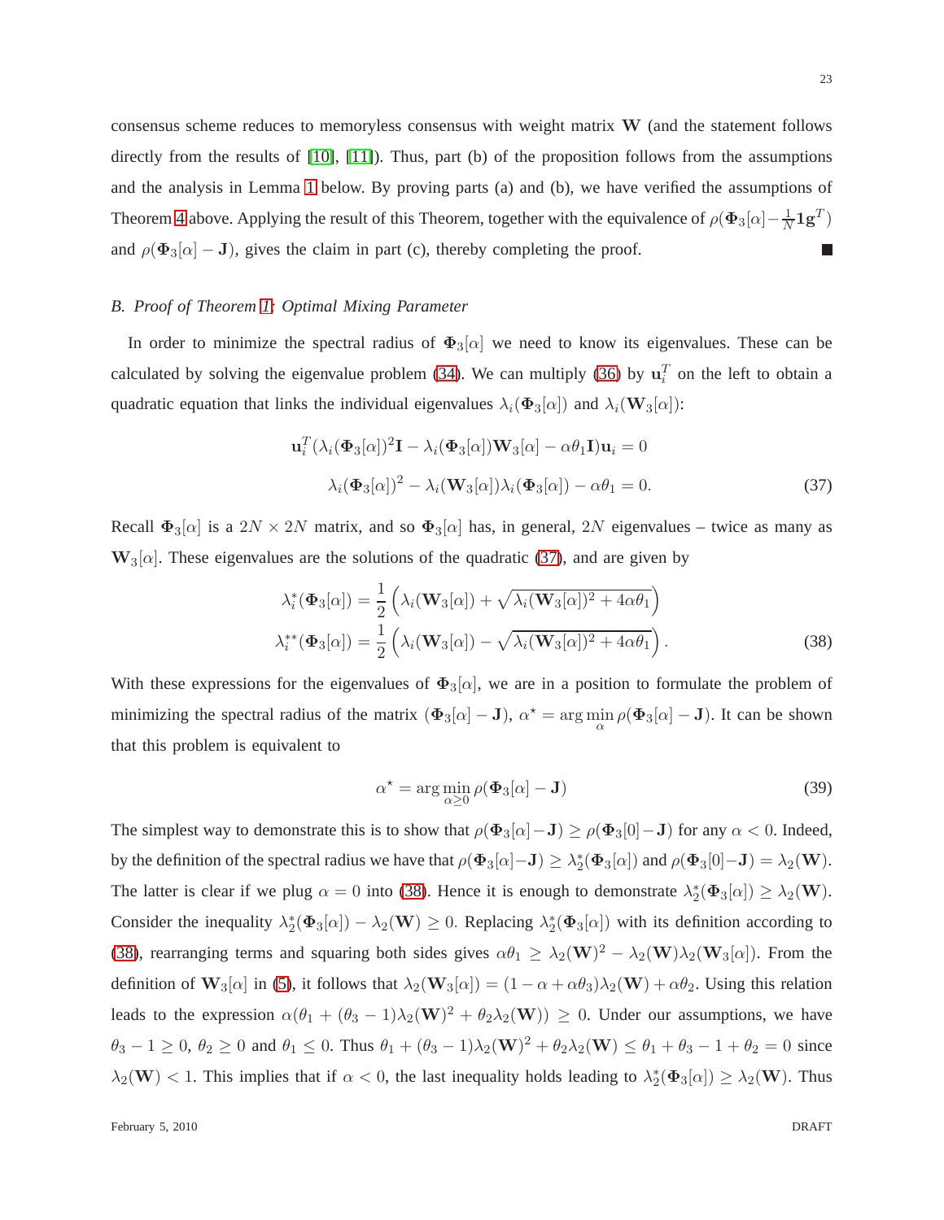consensus scheme reduces to memoryless consensus with weight matrix $\mathbf{W}$ (and the statement follows directly from the results of [10], [11]). Thus, part (b) of the proposition follows from the assumptions and the analysis in Lemma 1 below. By proving parts (a) and (b), we have verified the assumptions of Theorem 4 above. Applying the result of this Theorem, together with the equivalence of $\rho(\mathbf{\Phi}_3[\alpha] - \frac{1}{N}\mathbf{1}\mathbf{g}^T)$ and $\rho(\mathbf{\Phi}_3[\alpha] - \mathbf{J})$, gives the claim in part (c), thereby completing the proof. ∎

### *B. Proof of Theorem 1: Optimal Mixing Parameter*

In order to minimize the spectral radius of $\mathbf{\Phi}_3[\alpha]$ we need to know its eigenvalues. These can be calculated by solving the eigenvalue problem (34). We can multiply (36) by $\mathbf{u}_i^T$ on the left to obtain a quadratic equation that links the individual eigenvalues $\lambda_i(\mathbf{\Phi}_3[\alpha])$ and $\lambda_i(\mathbf{W}_3[\alpha])$:

$$\mathbf{u}_i^T(\lambda_i(\mathbf{\Phi}_3[\alpha])^2\mathbf{I} - \lambda_i(\mathbf{\Phi}_3[\alpha])\mathbf{W}_3[\alpha] - \alpha\theta_1\mathbf{I})\mathbf{u}_i = 0$$

$$\lambda_i(\mathbf{\Phi}_3[\alpha])^2 - \lambda_i(\mathbf{W}_3[\alpha])\lambda_i(\mathbf{\Phi}_3[\alpha]) - \alpha\theta_1 = 0. \tag{37}$$

Recall $\mathbf{\Phi}_3[\alpha]$ is a $2N \times 2N$ matrix, and so $\mathbf{\Phi}_3[\alpha]$ has, in general, $2N$ eigenvalues – twice as many as $\mathbf{W}_3[\alpha]$. These eigenvalues are the solutions of the quadratic (37), and are given by

$$\lambda_i^*(\mathbf{\Phi}_3[\alpha]) = \frac{1}{2}\left(\lambda_i(\mathbf{W}_3[\alpha]) + \sqrt{\lambda_i(\mathbf{W}_3[\alpha])^2 + 4\alpha\theta_1}\right)$$

$$\lambda_i^{**}(\mathbf{\Phi}_3[\alpha]) = \frac{1}{2}\left(\lambda_i(\mathbf{W}_3[\alpha]) - \sqrt{\lambda_i(\mathbf{W}_3[\alpha])^2 + 4\alpha\theta_1}\right). \tag{38}$$

With these expressions for the eigenvalues of $\mathbf{\Phi}_3[\alpha]$, we are in a position to formulate the problem of minimizing the spectral radius of the matrix $(\mathbf{\Phi}_3[\alpha] - \mathbf{J})$, $\alpha^\star = \arg\min_{\alpha} \rho(\mathbf{\Phi}_3[\alpha] - \mathbf{J})$. It can be shown that this problem is equivalent to

$$\alpha^\star = \arg\min_{\alpha \geq 0} \rho(\mathbf{\Phi}_3[\alpha] - \mathbf{J}) \tag{39}$$

The simplest way to demonstrate this is to show that $\rho(\mathbf{\Phi}_3[\alpha] - \mathbf{J}) \geq \rho(\mathbf{\Phi}_3[0] - \mathbf{J})$ for any $\alpha < 0$. Indeed, by the definition of the spectral radius we have that $\rho(\mathbf{\Phi}_3[\alpha] - \mathbf{J}) \geq \lambda_2^*(\mathbf{\Phi}_3[\alpha])$ and $\rho(\mathbf{\Phi}_3[0] - \mathbf{J}) = \lambda_2(\mathbf{W})$. The latter is clear if we plug $\alpha = 0$ into (38). Hence it is enough to demonstrate $\lambda_2^*(\mathbf{\Phi}_3[\alpha]) \geq \lambda_2(\mathbf{W})$. Consider the inequality $\lambda_2^*(\mathbf{\Phi}_3[\alpha]) - \lambda_2(\mathbf{W}) \geq 0$. Replacing $\lambda_2^*(\mathbf{\Phi}_3[\alpha])$ with its definition according to (38), rearranging terms and squaring both sides gives $\alpha\theta_1 \geq \lambda_2(\mathbf{W})^2 - \lambda_2(\mathbf{W})\lambda_2(\mathbf{W}_3[\alpha])$. From the definition of $\mathbf{W}_3[\alpha]$ in (5), it follows that $\lambda_2(\mathbf{W}_3[\alpha]) = (1 - \alpha + \alpha\theta_3)\lambda_2(\mathbf{W}) + \alpha\theta_2$. Using this relation leads to the expression $\alpha(\theta_1 + (\theta_3 - 1)\lambda_2(\mathbf{W})^2 + \theta_2\lambda_2(\mathbf{W})) \geq 0$. Under our assumptions, we have $\theta_3 - 1 \geq 0$, $\theta_2 \geq 0$ and $\theta_1 \leq 0$. Thus $\theta_1 + (\theta_3 - 1)\lambda_2(\mathbf{W})^2 + \theta_2\lambda_2(\mathbf{W}) \leq \theta_1 + \theta_3 - 1 + \theta_2 = 0$ since $\lambda_2(\mathbf{W}) < 1$. This implies that if $\alpha < 0$, the last inequality holds leading to $\lambda_2^*(\mathbf{\Phi}_3[\alpha]) \geq \lambda_2(\mathbf{W})$. Thus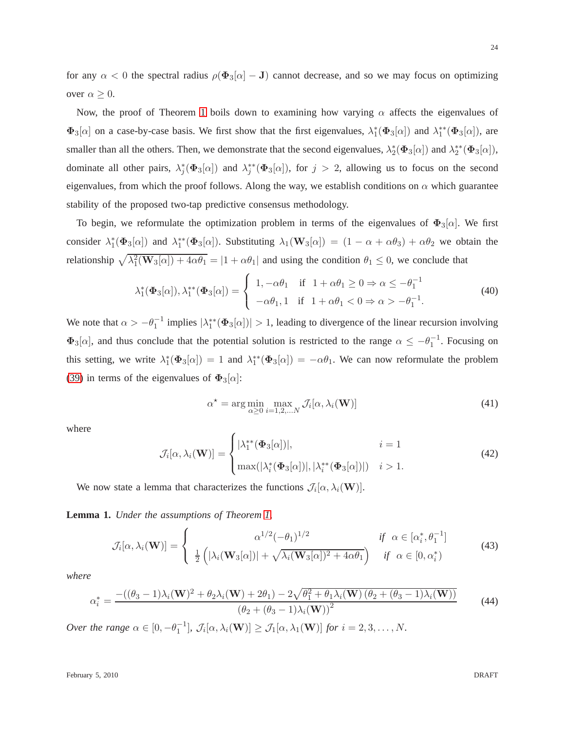for any $\alpha < 0$ the spectral radius $\rho(\mathbf{\Phi}_3[\alpha] - \mathbf{J})$ cannot decrease, and so we may focus on optimizing over $\alpha \geq 0$.

Now, the proof of Theorem 1 boils down to examining how varying $\alpha$ affects the eigenvalues of $\mathbf{\Phi}_3[\alpha]$ on a case-by-case basis. We first show that the first eigenvalues, $\lambda_1^*(\mathbf{\Phi}_3[\alpha])$ and $\lambda_1^{**}(\mathbf{\Phi}_3[\alpha])$, are smaller than all the others. Then, we demonstrate that the second eigenvalues, $\lambda_2^*(\mathbf{\Phi}_3[\alpha])$ and $\lambda_2^{**}(\mathbf{\Phi}_3[\alpha])$, dominate all other pairs, $\lambda_j^*(\mathbf{\Phi}_3[\alpha])$ and $\lambda_j^{**}(\mathbf{\Phi}_3[\alpha])$, for $j > 2$, allowing us to focus on the second eigenvalues, from which the proof follows. Along the way, we establish conditions on $\alpha$ which guarantee stability of the proposed two-tap predictive consensus methodology.

To begin, we reformulate the optimization problem in terms of the eigenvalues of $\mathbf{\Phi}_3[\alpha]$. We first consider $\lambda_1^*(\mathbf{\Phi}_3[\alpha])$ and $\lambda_1^{**}(\mathbf{\Phi}_3[\alpha])$. Substituting $\lambda_1(\mathbf{W}_3[\alpha]) = (1 - \alpha + \alpha\theta_3) + \alpha\theta_2$ we obtain the relationship $\sqrt{\lambda_1^2(\mathbf{W}_3[\alpha]) + 4\alpha\theta_1} = |1 + \alpha\theta_1|$ and using the condition $\theta_1 \leq 0$, we conclude that

$$\lambda_1^*(\mathbf{\Phi}_3[\alpha]), \lambda_1^{**}(\mathbf{\Phi}_3[\alpha]) = \begin{cases} 1, -\alpha\theta_1 & \text{if } \; 1 + \alpha\theta_1 \geq 0 \Rightarrow \alpha \leq -\theta_1^{-1} \\ -\alpha\theta_1, 1 & \text{if } \; 1 + \alpha\theta_1 < 0 \Rightarrow \alpha > -\theta_1^{-1}. \end{cases} \tag{40}$$

We note that $\alpha > -\theta_1^{-1}$ implies $|\lambda_1^{**}(\mathbf{\Phi}_3[\alpha])| > 1$, leading to divergence of the linear recursion involving $\mathbf{\Phi}_3[\alpha]$, and thus conclude that the potential solution is restricted to the range $\alpha \leq -\theta_1^{-1}$. Focusing on this setting, we write $\lambda_1^*(\mathbf{\Phi}_3[\alpha]) = 1$ and $\lambda_1^{**}(\mathbf{\Phi}_3[\alpha]) = -\alpha\theta_1$. We can now reformulate the problem (39) in terms of the eigenvalues of $\mathbf{\Phi}_3[\alpha]$:

$$\alpha^\star = \arg\min_{\alpha \geq 0} \max_{i=1,2,\ldots N} \mathcal{J}_i[\alpha, \lambda_i(\mathbf{W})] \tag{41}$$

where

$$\mathcal{J}_i[\alpha, \lambda_i(\mathbf{W})] = \begin{cases} |\lambda_1^{**}(\mathbf{\Phi}_3[\alpha])|, & i = 1 \\ \max(|\lambda_i^*(\mathbf{\Phi}_3[\alpha])|, |\lambda_i^{**}(\mathbf{\Phi}_3[\alpha])|) & i > 1. \end{cases} \tag{42}$$

We now state a lemma that characterizes the functions $\mathcal{J}_i[\alpha, \lambda_i(\mathbf{W})]$.

**Lemma 1.** *Under the assumptions of Theorem 1,*

$$\mathcal{J}_i[\alpha, \lambda_i(\mathbf{W})] = \begin{cases} \alpha^{1/2}(-\theta_1)^{1/2} & \text{if } \; \alpha \in [\alpha_i^*, \theta_1^{-1}] \\ \frac{1}{2}\left(|\lambda_i(\mathbf{W}_3[\alpha])| + \sqrt{\lambda_i(\mathbf{W}_3[\alpha])^2 + 4\alpha\theta_1}\right) & \text{if } \; \alpha \in [0, \alpha_i^*) \end{cases} \tag{43}$$

*where*

$$\alpha_i^* = \frac{-((\theta_3 - 1)\lambda_i(\mathbf{W})^2 + \theta_2\lambda_i(\mathbf{W}) + 2\theta_1) - 2\sqrt{\theta_1^2 + \theta_1\lambda_i(\mathbf{W})\left(\theta_2 + (\theta_3 - 1)\lambda_i(\mathbf{W})\right)}}{\left(\theta_2 + (\theta_3 - 1)\lambda_i(\mathbf{W})\right)^2} \tag{44}$$

*Over the range $\alpha \in [0, -\theta_1^{-1}]$, $\mathcal{J}_i[\alpha, \lambda_i(\mathbf{W})] \geq \mathcal{J}_1[\alpha, \lambda_1(\mathbf{W})]$ for $i = 2, 3, \ldots, N$.*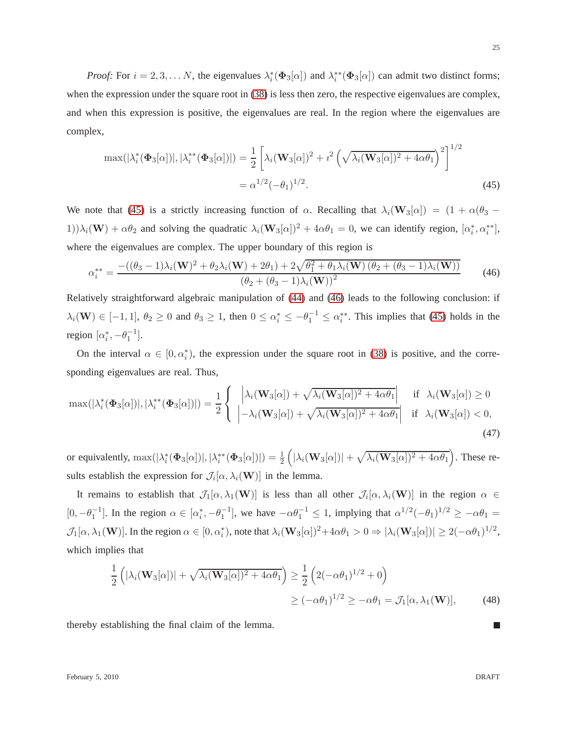*Proof:* For $i = 2, 3, \ldots N$, the eigenvalues $\lambda_i^*(\mathbf{\Phi}_3[\alpha])$ and $\lambda_i^{**}(\mathbf{\Phi}_3[\alpha])$ can admit two distinct forms; when the expression under the square root in (38) is less then zero, the respective eigenvalues are complex, and when this expression is positive, the eigenvalues are real. In the region where the eigenvalues are complex,

$$
\begin{aligned}
\max(|\lambda_i^*(\mathbf{\Phi}_3[\alpha])|, |\lambda_i^{**}(\mathbf{\Phi}_3[\alpha])|) &= \frac{1}{2}\left[\lambda_i(\mathbf{W}_3[\alpha])^2 + \imath^2\left(\sqrt{\lambda_i(\mathbf{W}_3[\alpha])^2 + 4\alpha\theta_1}\right)^2\right]^{1/2} \\
&= \alpha^{1/2}(-\theta_1)^{1/2}.
\end{aligned} \tag{45}
$$

We note that (45) is a strictly increasing function of $\alpha$. Recalling that $\lambda_i(\mathbf{W}_3[\alpha]) = (1 + \alpha(\theta_3 - 1))\lambda_i(\mathbf{W}) + \alpha\theta_2$ and solving the quadratic $\lambda_i(\mathbf{W}_3[\alpha])^2 + 4\alpha\theta_1 = 0$, we can identify region, $[\alpha_i^*, \alpha_i^{**}]$, where the eigenvalues are complex. The upper boundary of this region is

$$
\alpha_i^{**} = \frac{-((\theta_3 - 1)\lambda_i(\mathbf{W})^2 + \theta_2\lambda_i(\mathbf{W}) + 2\theta_1) + 2\sqrt{\theta_1^2 + \theta_1\lambda_i(\mathbf{W})\left(\theta_2 + (\theta_3 - 1)\lambda_i(\mathbf{W})\right)}}{\left(\theta_2 + (\theta_3 - 1)\lambda_i(\mathbf{W})\right)^2} \tag{46}
$$

Relatively straightforward algebraic manipulation of (44) and (46) leads to the following conclusion: if $\lambda_i(\mathbf{W}) \in [-1, 1]$, $\theta_2 \geq 0$ and $\theta_3 \geq 1$, then $0 \leq \alpha_i^* \leq -\theta_1^{-1} \leq \alpha_i^{**}$. This implies that (45) holds in the region $[\alpha_i^*, -\theta_1^{-1}]$.

On the interval $\alpha \in [0, \alpha_i^*)$, the expression under the square root in (38) is positive, and the corresponding eigenvalues are real. Thus,

$$
\max(|\lambda_i^*(\mathbf{\Phi}_3[\alpha])|, |\lambda_i^{**}(\mathbf{\Phi}_3[\alpha])|) = \frac{1}{2}\begin{cases} \left|\lambda_i(\mathbf{W}_3[\alpha]) + \sqrt{\lambda_i(\mathbf{W}_3[\alpha])^2 + 4\alpha\theta_1}\right| & \text{if } \lambda_i(\mathbf{W}_3[\alpha]) \geq 0 \\ \left|-\lambda_i(\mathbf{W}_3[\alpha]) + \sqrt{\lambda_i(\mathbf{W}_3[\alpha])^2 + 4\alpha\theta_1}\right| & \text{if } \lambda_i(\mathbf{W}_3[\alpha]) < 0, \end{cases} \tag{47}
$$

or equivalently, $\max(|\lambda_i^*(\mathbf{\Phi}_3[\alpha])|, |\lambda_i^{**}(\mathbf{\Phi}_3[\alpha])|) = \frac{1}{2}\left(|\lambda_i(\mathbf{W}_3[\alpha])| + \sqrt{\lambda_i(\mathbf{W}_3[\alpha])^2 + 4\alpha\theta_1}\right)$. These results establish the expression for $\mathcal{J}_i[\alpha, \lambda_i(\mathbf{W})]$ in the lemma.

It remains to establish that $\mathcal{J}_1[\alpha, \lambda_1(\mathbf{W})]$ is less than all other $\mathcal{J}_i[\alpha, \lambda_i(\mathbf{W})]$ in the region $\alpha \in [0, -\theta_1^{-1}]$. In the region $\alpha \in [\alpha_i^*, -\theta_1^{-1}]$, we have $-\alpha\theta_1^{-1} \leq 1$, implying that $\alpha^{1/2}(-\theta_1)^{1/2} \geq -\alpha\theta_1 = \mathcal{J}_1[\alpha, \lambda_1(\mathbf{W})]$. In the region $\alpha \in [0, \alpha_i^*)$, note that $\lambda_i(\mathbf{W}_3[\alpha])^2 + 4\alpha\theta_1 > 0 \Rightarrow |\lambda_i(\mathbf{W}_3[\alpha])| \geq 2(-\alpha\theta_1)^{1/2}$, which implies that

$$
\begin{aligned}
\frac{1}{2}\left(|\lambda_i(\mathbf{W}_3[\alpha])| + \sqrt{\lambda_i(\mathbf{W}_3[\alpha])^2 + 4\alpha\theta_1}\right) &\geq \frac{1}{2}\left(2(-\alpha\theta_1)^{1/2} + 0\right) \\
&\geq (-\alpha\theta_1)^{1/2} \geq -\alpha\theta_1 = \mathcal{J}_1[\alpha, \lambda_1(\mathbf{W})],
\end{aligned} \tag{48}
$$

thereby establishing the final claim of the lemma. ■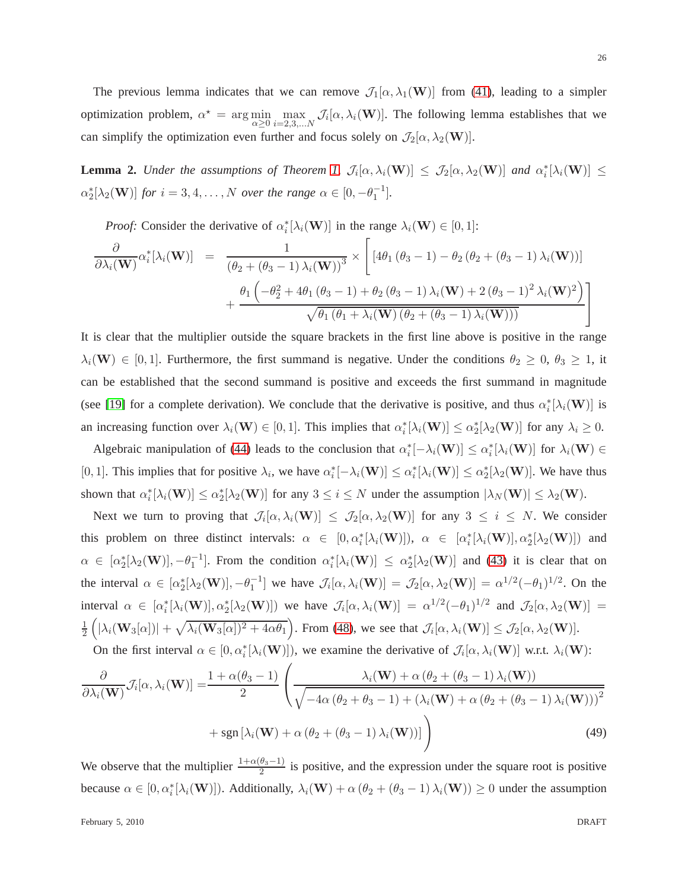The previous lemma indicates that we can remove $\mathcal{J}_1[\alpha, \lambda_1(\mathbf{W})]$ from (41), leading to a simpler optimization problem, $\alpha^\star = \arg\min_{\alpha \geq 0} \max_{i=2,3,\ldots N} \mathcal{J}_i[\alpha, \lambda_i(\mathbf{W})]$. The following lemma establishes that we can simplify the optimization even further and focus solely on $\mathcal{J}_2[\alpha, \lambda_2(\mathbf{W})]$.

**Lemma 2.** *Under the assumptions of Theorem 1, $\mathcal{J}_i[\alpha, \lambda_i(\mathbf{W})] \leq \mathcal{J}_2[\alpha, \lambda_2(\mathbf{W})]$ and $\alpha_i^*[\lambda_i(\mathbf{W})] \leq \alpha_2^*[\lambda_2(\mathbf{W})]$ for $i = 3, 4, \ldots, N$ over the range $\alpha \in [0, -\theta_1^{-1}]$.*

*Proof:* Consider the derivative of $\alpha_i^*[\lambda_i(\mathbf{W})]$ in the range $\lambda_i(\mathbf{W}) \in [0, 1]$:

$$
\begin{aligned}
\frac{\partial}{\partial \lambda_i(\mathbf{W})} \alpha_i^*[\lambda_i(\mathbf{W})] \;=\; & \frac{1}{\left(\theta_2 + (\theta_3 - 1)\lambda_i(\mathbf{W})\right)^3} \times \Bigg[ \left[4\theta_1 (\theta_3 - 1) - \theta_2 \left(\theta_2 + (\theta_3 - 1)\lambda_i(\mathbf{W})\right)\right] \\
& + \frac{\theta_1 \left(-\theta_2^2 + 4\theta_1 (\theta_3 - 1) + \theta_2 (\theta_3 - 1)\lambda_i(\mathbf{W}) + 2(\theta_3 - 1)^2 \lambda_i(\mathbf{W})^2\right)}{\sqrt{\theta_1 \left(\theta_1 + \lambda_i(\mathbf{W}) \left(\theta_2 + (\theta_3 - 1)\lambda_i(\mathbf{W})\right)\right)}} \Bigg]
\end{aligned}
$$

It is clear that the multiplier outside the square brackets in the first line above is positive in the range $\lambda_i(\mathbf{W}) \in [0, 1]$. Furthermore, the first summand is negative. Under the conditions $\theta_2 \geq 0$, $\theta_3 \geq 1$, it can be established that the second summand is positive and exceeds the first summand in magnitude (see [19] for a complete derivation). We conclude that the derivative is positive, and thus $\alpha_i^*[\lambda_i(\mathbf{W})]$ is an increasing function over $\lambda_i(\mathbf{W}) \in [0, 1]$. This implies that $\alpha_i^*[\lambda_i(\mathbf{W})] \leq \alpha_2^*[\lambda_2(\mathbf{W})]$ for any $\lambda_i \geq 0$.

Algebraic manipulation of (44) leads to the conclusion that $\alpha_i^*[-\lambda_i(\mathbf{W})] \leq \alpha_i^*[\lambda_i(\mathbf{W})]$ for $\lambda_i(\mathbf{W}) \in [0, 1]$. This implies that for positive $\lambda_i$, we have $\alpha_i^*[-\lambda_i(\mathbf{W})] \leq \alpha_i^*[\lambda_i(\mathbf{W})] \leq \alpha_2^*[\lambda_2(\mathbf{W})]$. We have thus shown that $\alpha_i^*[\lambda_i(\mathbf{W})] \leq \alpha_2^*[\lambda_2(\mathbf{W})]$ for any $3 \leq i \leq N$ under the assumption $|\lambda_N(\mathbf{W})| \leq \lambda_2(\mathbf{W})$.

Next we turn to proving that $\mathcal{J}_i[\alpha, \lambda_i(\mathbf{W})] \leq \mathcal{J}_2[\alpha, \lambda_2(\mathbf{W})]$ for any $3 \leq i \leq N$. We consider this problem on three distinct intervals: $\alpha \in [0, \alpha_i^*[\lambda_i(\mathbf{W})])$, $\alpha \in [\alpha_i^*[\lambda_i(\mathbf{W})], \alpha_2^*[\lambda_2(\mathbf{W})])$ and $\alpha \in [\alpha_2^*[\lambda_2(\mathbf{W})], -\theta_1^{-1}]$. From the condition $\alpha_i^*[\lambda_i(\mathbf{W})] \leq \alpha_2^*[\lambda_2(\mathbf{W})]$ and (43) it is clear that on the interval $\alpha \in [\alpha_2^*[\lambda_2(\mathbf{W})], -\theta_1^{-1}]$ we have $\mathcal{J}_i[\alpha, \lambda_i(\mathbf{W})] = \mathcal{J}_2[\alpha, \lambda_2(\mathbf{W})] = \alpha^{1/2}(-\theta_1)^{1/2}$. On the interval $\alpha \in [\alpha_i^*[\lambda_i(\mathbf{W})], \alpha_2^*[\lambda_2(\mathbf{W})])$ we have $\mathcal{J}_i[\alpha, \lambda_i(\mathbf{W})] = \alpha^{1/2}(-\theta_1)^{1/2}$ and $\mathcal{J}_2[\alpha, \lambda_2(\mathbf{W})] = \frac{1}{2}\left(|\lambda_i(\mathbf{W}_3[\alpha])| + \sqrt{\lambda_i(\mathbf{W}_3[\alpha])^2 + 4\alpha\theta_1}\right)$. From (48), we see that $\mathcal{J}_i[\alpha, \lambda_i(\mathbf{W})] \leq \mathcal{J}_2[\alpha, \lambda_2(\mathbf{W})]$.

On the first interval $\alpha \in [0, \alpha_i^*[\lambda_i(\mathbf{W})])$, we examine the derivative of $\mathcal{J}_i[\alpha, \lambda_i(\mathbf{W})]$ w.r.t. $\lambda_i(\mathbf{W})$:

$$
\begin{aligned}
\frac{\partial}{\partial \lambda_i(\mathbf{W})} \mathcal{J}_i[\alpha, \lambda_i(\mathbf{W})] = & \frac{1 + \alpha(\theta_3 - 1)}{2} \left( \frac{\lambda_i(\mathbf{W}) + \alpha\left(\theta_2 + (\theta_3 - 1)\lambda_i(\mathbf{W})\right)}{\sqrt{-4\alpha(\theta_2 + \theta_3 - 1) + \left(\lambda_i(\mathbf{W}) + \alpha\left(\theta_2 + (\theta_3 - 1)\lambda_i(\mathbf{W})\right)\right)^2}} \right. \\
& \left. + \operatorname{sgn}\left[\lambda_i(\mathbf{W}) + \alpha\left(\theta_2 + (\theta_3 - 1)\lambda_i(\mathbf{W})\right)\right] \right) \qquad (49)
\end{aligned}
$$

We observe that the multiplier $\frac{1+\alpha(\theta_3-1)}{2}$ is positive, and the expression under the square root is positive because $\alpha \in [0, \alpha_i^*[\lambda_i(\mathbf{W})])$. Additionally, $\lambda_i(\mathbf{W}) + \alpha\left(\theta_2 + (\theta_3 - 1)\lambda_i(\mathbf{W})\right) \geq 0$ under the assumption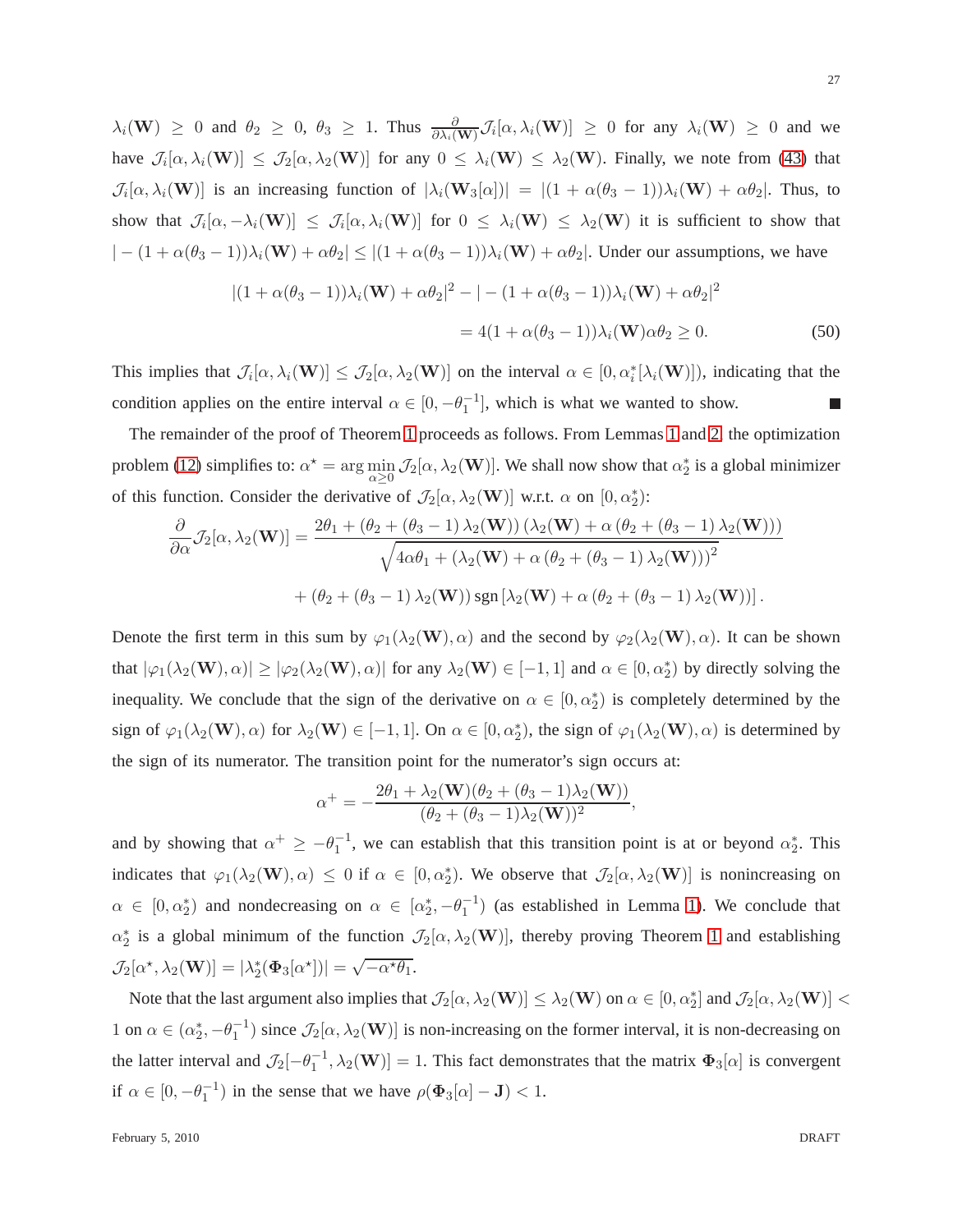$\lambda_i(\mathbf{W}) \geq 0$ and $\theta_2 \geq 0$, $\theta_3 \geq 1$. Thus $\frac{\partial}{\partial \lambda_i(\mathbf{W})} \mathcal{J}_i[\alpha, \lambda_i(\mathbf{W})] \geq 0$ for any $\lambda_i(\mathbf{W}) \geq 0$ and we have $\mathcal{J}_i[\alpha, \lambda_i(\mathbf{W})] \leq \mathcal{J}_2[\alpha, \lambda_2(\mathbf{W})]$ for any $0 \leq \lambda_i(\mathbf{W}) \leq \lambda_2(\mathbf{W})$. Finally, we note from (43) that $\mathcal{J}_i[\alpha, \lambda_i(\mathbf{W})]$ is an increasing function of $|\lambda_i(\mathbf{W}_3[\alpha])| = |(1 + \alpha(\theta_3 - 1))\lambda_i(\mathbf{W}) + \alpha\theta_2|$. Thus, to show that $\mathcal{J}_i[\alpha, -\lambda_i(\mathbf{W})] \leq \mathcal{J}_i[\alpha, \lambda_i(\mathbf{W})]$ for $0 \leq \lambda_i(\mathbf{W}) \leq \lambda_2(\mathbf{W})$ it is sufficient to show that $| - (1 + \alpha(\theta_3 - 1))\lambda_i(\mathbf{W}) + \alpha\theta_2| \leq |(1 + \alpha(\theta_3 - 1))\lambda_i(\mathbf{W}) + \alpha\theta_2|$. Under our assumptions, we have

$$
\begin{aligned}
|(1 + \alpha(\theta_3 - 1))\lambda_i(\mathbf{W}) + \alpha\theta_2|^2 &- | - (1 + \alpha(\theta_3 - 1))\lambda_i(\mathbf{W}) + \alpha\theta_2|^2 \\
&= 4(1 + \alpha(\theta_3 - 1))\lambda_i(\mathbf{W})\alpha\theta_2 \geq 0. \qquad (50)
\end{aligned}
$$

This implies that $\mathcal{J}_i[\alpha, \lambda_i(\mathbf{W})] \leq \mathcal{J}_2[\alpha, \lambda_2(\mathbf{W})]$ on the interval $\alpha \in [0, \alpha_i^*[\lambda_i(\mathbf{W})])$, indicating that the condition applies on the entire interval $\alpha \in [0, -\theta_1^{-1}]$, which is what we wanted to show. ■

The remainder of the proof of Theorem 1 proceeds as follows. From Lemmas 1 and 2, the optimization problem (12) simplifies to: $\alpha^\star = \arg\min_{\alpha \geq 0} \mathcal{J}_2[\alpha, \lambda_2(\mathbf{W})]$. We shall now show that $\alpha_2^*$ is a global minimizer of this function. Consider the derivative of $\mathcal{J}_2[\alpha, \lambda_2(\mathbf{W})]$ w.r.t. $\alpha$ on $[0, \alpha_2^*)$:

$$
\begin{aligned}
\frac{\partial}{\partial \alpha} \mathcal{J}_2[\alpha, \lambda_2(\mathbf{W})] = &\frac{2\theta_1 + (\theta_2 + (\theta_3 - 1)\lambda_2(\mathbf{W}))(\lambda_2(\mathbf{W}) + \alpha(\theta_2 + (\theta_3 - 1)\lambda_2(\mathbf{W})))}{\sqrt{4\alpha\theta_1 + (\lambda_2(\mathbf{W}) + \alpha(\theta_2 + (\theta_3 - 1)\lambda_2(\mathbf{W})))^2}} \\
&+ (\theta_2 + (\theta_3 - 1)\lambda_2(\mathbf{W})) \operatorname{sgn}[\lambda_2(\mathbf{W}) + \alpha(\theta_2 + (\theta_3 - 1)\lambda_2(\mathbf{W}))].
\end{aligned}
$$

Denote the first term in this sum by $\varphi_1(\lambda_2(\mathbf{W}), \alpha)$ and the second by $\varphi_2(\lambda_2(\mathbf{W}), \alpha)$. It can be shown that $|\varphi_1(\lambda_2(\mathbf{W}), \alpha)| \geq |\varphi_2(\lambda_2(\mathbf{W}), \alpha)|$ for any $\lambda_2(\mathbf{W}) \in [-1, 1]$ and $\alpha \in [0, \alpha_2^*)$ by directly solving the inequality. We conclude that the sign of the derivative on $\alpha \in [0, \alpha_2^*)$ is completely determined by the sign of $\varphi_1(\lambda_2(\mathbf{W}), \alpha)$ for $\lambda_2(\mathbf{W}) \in [-1, 1]$. On $\alpha \in [0, \alpha_2^*)$, the sign of $\varphi_1(\lambda_2(\mathbf{W}), \alpha)$ is determined by the sign of its numerator. The transition point for the numerator's sign occurs at:

$$
\alpha^+ = -\frac{2\theta_1 + \lambda_2(\mathbf{W})(\theta_2 + (\theta_3 - 1)\lambda_2(\mathbf{W}))}{(\theta_2 + (\theta_3 - 1)\lambda_2(\mathbf{W}))^2},
$$

and by showing that $\alpha^+ \geq -\theta_1^{-1}$, we can establish that this transition point is at or beyond $\alpha_2^*$. This indicates that $\varphi_1(\lambda_2(\mathbf{W}), \alpha) \leq 0$ if $\alpha \in [0, \alpha_2^*)$. We observe that $\mathcal{J}_2[\alpha, \lambda_2(\mathbf{W})]$ is nonincreasing on $\alpha \in [0, \alpha_2^*)$ and nondecreasing on $\alpha \in [\alpha_2^*, -\theta_1^{-1})$ (as established in Lemma 1). We conclude that $\alpha_2^*$ is a global minimum of the function $\mathcal{J}_2[\alpha, \lambda_2(\mathbf{W})]$, thereby proving Theorem 1 and establishing $\mathcal{J}_2[\alpha^\star, \lambda_2(\mathbf{W})] = |\lambda_2^*(\mathbf{\Phi}_3[\alpha^\star])| = \sqrt{-\alpha^\star\theta_1}$.

Note that the last argument also implies that $\mathcal{J}_2[\alpha, \lambda_2(\mathbf{W})] \leq \lambda_2(\mathbf{W})$ on $\alpha \in [0, \alpha_2^*]$ and $\mathcal{J}_2[\alpha, \lambda_2(\mathbf{W})] < 1$ on $\alpha \in (\alpha_2^*, -\theta_1^{-1})$ since $\mathcal{J}_2[\alpha, \lambda_2(\mathbf{W})]$ is non-increasing on the former interval, it is non-decreasing on the latter interval and $\mathcal{J}_2[-\theta_1^{-1}, \lambda_2(\mathbf{W})] = 1$. This fact demonstrates that the matrix $\mathbf{\Phi}_3[\alpha]$ is convergent if $\alpha \in [0, -\theta_1^{-1})$ in the sense that we have $\rho(\mathbf{\Phi}_3[\alpha] - \mathbf{J}) < 1$.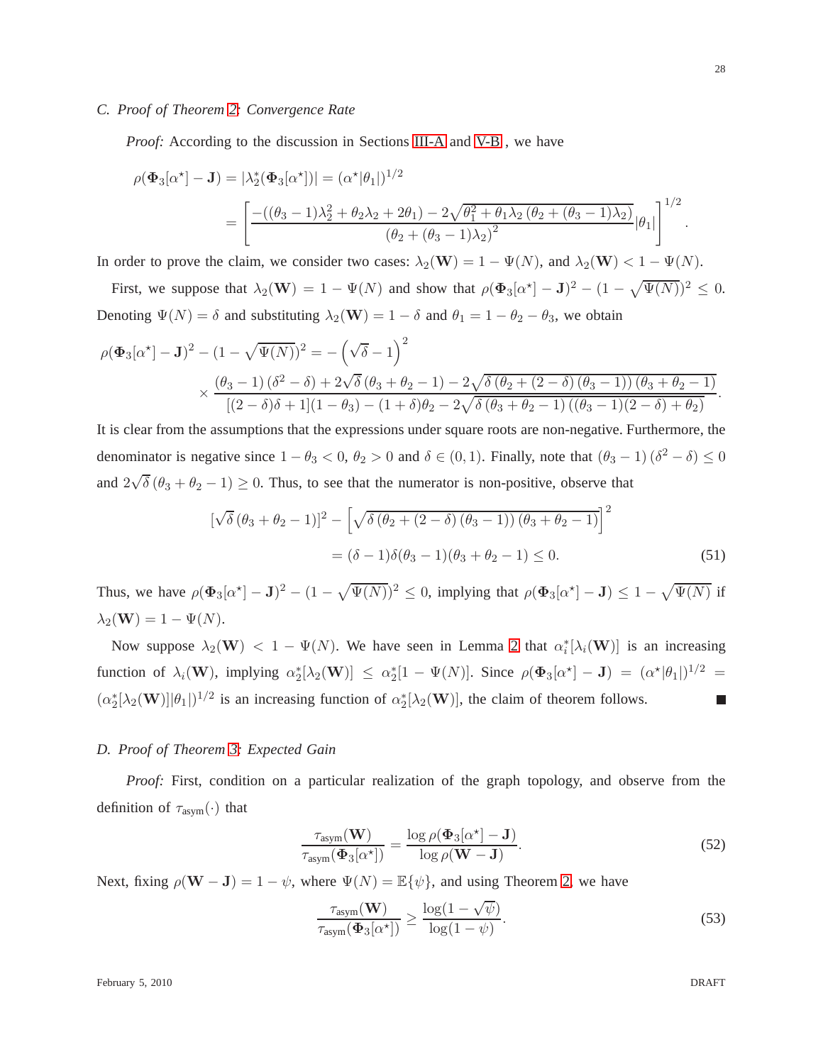### C. Proof of Theorem 2: Convergence Rate

*Proof:* According to the discussion in Sections III-A and V-B , we have

$$\rho(\mathbf{\Phi}_3[\alpha^\star] - \mathbf{J}) = |\lambda_2^*(\mathbf{\Phi}_3[\alpha^\star])| = (\alpha^\star|\theta_1|)^{1/2}$$

$$= \left[ \frac{-((\theta_3 - 1)\lambda_2^2 + \theta_2\lambda_2 + 2\theta_1) - 2\sqrt{\theta_1^2 + \theta_1\lambda_2\left(\theta_2 + (\theta_3 - 1)\lambda_2\right)}}{\left(\theta_2 + (\theta_3 - 1)\lambda_2\right)^2} |\theta_1| \right]^{1/2}.$$

In order to prove the claim, we consider two cases: $\lambda_2(\mathbf{W}) = 1 - \Psi(N)$, and $\lambda_2(\mathbf{W}) < 1 - \Psi(N)$.

First, we suppose that $\lambda_2(\mathbf{W}) = 1 - \Psi(N)$ and show that $\rho(\mathbf{\Phi}_3[\alpha^\star] - \mathbf{J})^2 - (1 - \sqrt{\Psi(N)})^2 \leq 0$. Denoting $\Psi(N) = \delta$ and substituting $\lambda_2(\mathbf{W}) = 1 - \delta$ and $\theta_1 = 1 - \theta_2 - \theta_3$, we obtain

$$\rho(\mathbf{\Phi}_3[\alpha^\star] - \mathbf{J})^2 - (1 - \sqrt{\Psi(N)})^2 = -\left(\sqrt{\delta} - 1\right)^2$$
$$\times \frac{(\theta_3 - 1)\left(\delta^2 - \delta\right) + 2\sqrt{\delta}\left(\theta_3 + \theta_2 - 1\right) - 2\sqrt{\delta\left(\theta_2 + (2 - \delta)\left(\theta_3 - 1\right)\right)\left(\theta_3 + \theta_2 - 1\right)}}{[(2 - \delta)\delta + 1](1 - \theta_3) - (1 + \delta)\theta_2 - 2\sqrt{\delta\left(\theta_3 + \theta_2 - 1\right)\left((\theta_3 - 1)(2 - \delta) + \theta_2\right)}}.$$

It is clear from the assumptions that the expressions under square roots are non-negative. Furthermore, the denominator is negative since $1 - \theta_3 < 0$, $\theta_2 > 0$ and $\delta \in (0, 1)$. Finally, note that $(\theta_3 - 1)\left(\delta^2 - \delta\right) \leq 0$ and $2\sqrt{\delta}\left(\theta_3 + \theta_2 - 1\right) \geq 0$. Thus, to see that the numerator is non-positive, observe that

$$[\sqrt{\delta}\left(\theta_3 + \theta_2 - 1\right)]^2 - \left[\sqrt{\delta\left(\theta_2 + (2 - \delta)\left(\theta_3 - 1\right)\right)\left(\theta_3 + \theta_2 - 1\right)}\right]^2$$
$$= (\delta - 1)\delta(\theta_3 - 1)(\theta_3 + \theta_2 - 1) \leq 0. \tag{51}$$

Thus, we have $\rho(\mathbf{\Phi}_3[\alpha^\star] - \mathbf{J})^2 - (1 - \sqrt{\Psi(N)})^2 \leq 0$, implying that $\rho(\mathbf{\Phi}_3[\alpha^\star] - \mathbf{J}) \leq 1 - \sqrt{\Psi(N)}$ if $\lambda_2(\mathbf{W}) = 1 - \Psi(N)$.

Now suppose $\lambda_2(\mathbf{W}) < 1 - \Psi(N)$. We have seen in Lemma 2 that $\alpha_i^*[\lambda_i(\mathbf{W})]$ is an increasing function of $\lambda_i(\mathbf{W})$, implying $\alpha_2^*[\lambda_2(\mathbf{W})] \leq \alpha_2^*[1 - \Psi(N)]$. Since $\rho(\mathbf{\Phi}_3[\alpha^\star] - \mathbf{J}) = (\alpha^\star|\theta_1|)^{1/2} = (\alpha_2^*[\lambda_2(\mathbf{W})]|\theta_1|)^{1/2}$ is an increasing function of $\alpha_2^*[\lambda_2(\mathbf{W})]$, the claim of theorem follows. ∎

### D. Proof of Theorem 3: Expected Gain

*Proof:* First, condition on a particular realization of the graph topology, and observe from the definition of $\tau_{\text{asym}}(\cdot)$ that

$$\frac{\tau_{\text{asym}}(\mathbf{W})}{\tau_{\text{asym}}(\mathbf{\Phi}_3[\alpha^\star])} = \frac{\log \rho(\mathbf{\Phi}_3[\alpha^\star] - \mathbf{J})}{\log \rho(\mathbf{W} - \mathbf{J})}. \tag{52}$$

Next, fixing $\rho(\mathbf{W} - \mathbf{J}) = 1 - \psi$, where $\Psi(N) = \mathbb{E}\{\psi\}$, and using Theorem 2, we have

$$\frac{\tau_{\text{asym}}(\mathbf{W})}{\tau_{\text{asym}}(\mathbf{\Phi}_3[\alpha^\star])} \geq \frac{\log(1 - \sqrt{\psi})}{\log(1 - \psi)}. \tag{53}$$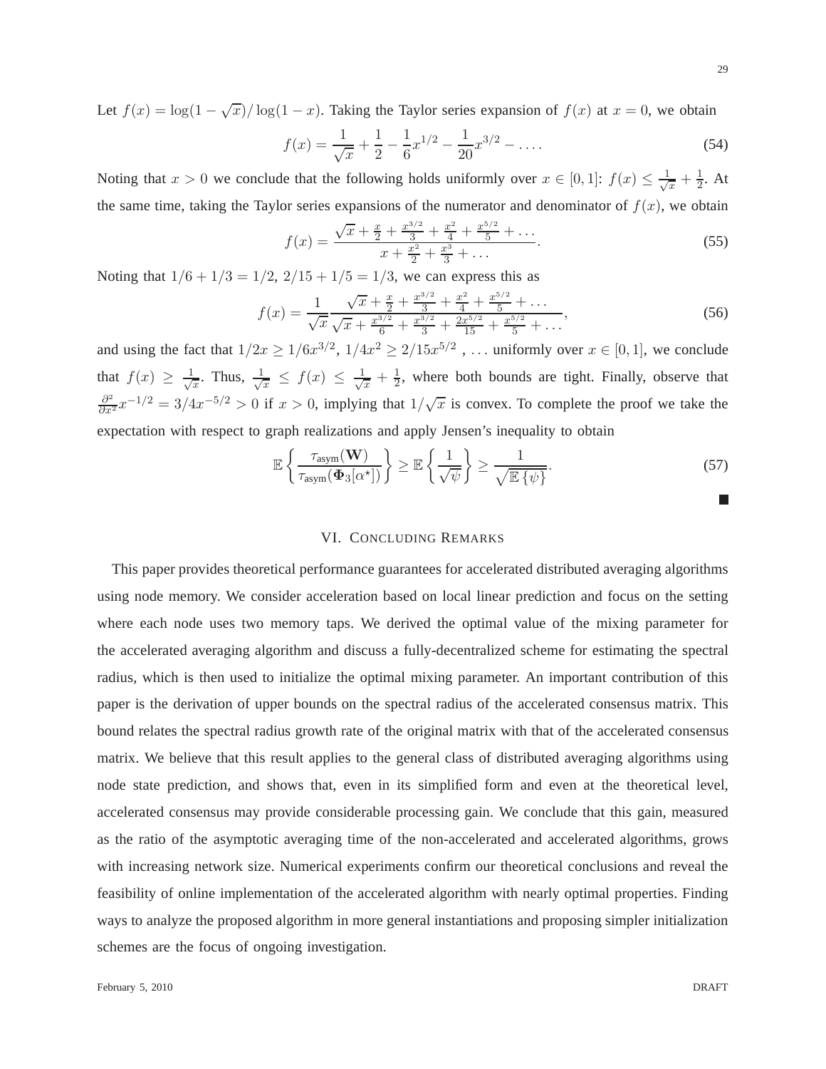Let $f(x) = \log(1 - \sqrt{x})/\log(1 - x)$. Taking the Taylor series expansion of $f(x)$ at $x = 0$, we obtain

$$f(x) = \frac{1}{\sqrt{x}} + \frac{1}{2} - \frac{1}{6}x^{1/2} - \frac{1}{20}x^{3/2} - \ldots. \tag{54}$$

Noting that $x > 0$ we conclude that the following holds uniformly over $x \in [0, 1]$: $f(x) \leq \frac{1}{\sqrt{x}} + \frac{1}{2}$. At the same time, taking the Taylor series expansions of the numerator and denominator of $f(x)$, we obtain

$$f(x) = \frac{\sqrt{x} + \frac{x}{2} + \frac{x^{3/2}}{3} + \frac{x^2}{4} + \frac{x^{5/2}}{5} + \ldots}{x + \frac{x^2}{2} + \frac{x^3}{3} + \ldots}. \tag{55}$$

Noting that $1/6 + 1/3 = 1/2$, $2/15 + 1/5 = 1/3$, we can express this as

$$f(x) = \frac{1}{\sqrt{x}} \frac{\sqrt{x} + \frac{x}{2} + \frac{x^{3/2}}{3} + \frac{x^2}{4} + \frac{x^{5/2}}{5} + \ldots}{\sqrt{x} + \frac{x^{3/2}}{6} + \frac{x^{3/2}}{3} + \frac{2x^{5/2}}{15} + \frac{x^{5/2}}{5} + \ldots}, \tag{56}$$

and using the fact that $1/2x \geq 1/6x^{3/2}$, $1/4x^2 \geq 2/15x^{5/2}$ , ... uniformly over $x \in [0, 1]$, we conclude that $f(x) \geq \frac{1}{\sqrt{x}}$. Thus, $\frac{1}{\sqrt{x}} \leq f(x) \leq \frac{1}{\sqrt{x}} + \frac{1}{2}$, where both bounds are tight. Finally, observe that $\frac{\partial^2}{\partial x^2} x^{-1/2} = 3/4x^{-5/2} > 0$ if $x > 0$, implying that $1/\sqrt{x}$ is convex. To complete the proof we take the expectation with respect to graph realizations and apply Jensen's inequality to obtain

$$\mathbb{E}\left\{ \frac{\tau_{\text{asym}}(\mathbf{W})}{\tau_{\text{asym}}(\mathbf{\Phi}_3[\alpha^\star])} \right\} \geq \mathbb{E}\left\{ \frac{1}{\sqrt{\psi}} \right\} \geq \frac{1}{\sqrt{\mathbb{E}\{\psi\}}}. \tag{57}$$

■

## VI. Concluding Remarks

This paper provides theoretical performance guarantees for accelerated distributed averaging algorithms using node memory. We consider acceleration based on local linear prediction and focus on the setting where each node uses two memory taps. We derived the optimal value of the mixing parameter for the accelerated averaging algorithm and discuss a fully-decentralized scheme for estimating the spectral radius, which is then used to initialize the optimal mixing parameter. An important contribution of this paper is the derivation of upper bounds on the spectral radius of the accelerated consensus matrix. This bound relates the spectral radius growth rate of the original matrix with that of the accelerated consensus matrix. We believe that this result applies to the general class of distributed averaging algorithms using node state prediction, and shows that, even in its simplified form and even at the theoretical level, accelerated consensus may provide considerable processing gain. We conclude that this gain, measured as the ratio of the asymptotic averaging time of the non-accelerated and accelerated algorithms, grows with increasing network size. Numerical experiments confirm our theoretical conclusions and reveal the feasibility of online implementation of the accelerated algorithm with nearly optimal properties. Finding ways to analyze the proposed algorithm in more general instantiations and proposing simpler initialization schemes are the focus of ongoing investigation.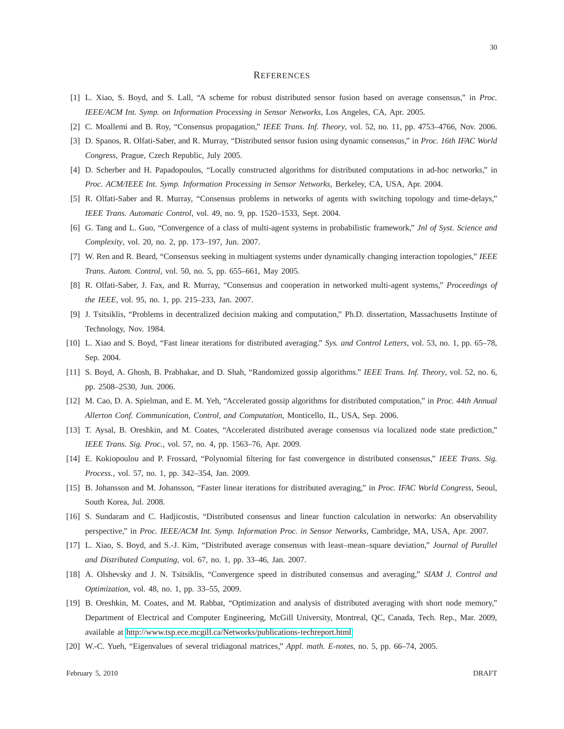## REFERENCES

[1] L. Xiao, S. Boyd, and S. Lall, "A scheme for robust distributed sensor fusion based on average consensus," in *Proc. IEEE/ACM Int. Symp. on Information Processing in Sensor Networks*, Los Angeles, CA, Apr. 2005.

[2] C. Moallemi and B. Roy, "Consensus propagation," *IEEE Trans. Inf. Theory*, vol. 52, no. 11, pp. 4753–4766, Nov. 2006.

[3] D. Spanos, R. Olfati-Saber, and R. Murray, "Distributed sensor fusion using dynamic consensus," in *Proc. 16th IFAC World Congress*, Prague, Czech Republic, July 2005.

[4] D. Scherber and H. Papadopoulos, "Locally constructed algorithms for distributed computations in ad-hoc networks," in *Proc. ACM/IEEE Int. Symp. Information Processing in Sensor Networks*, Berkeley, CA, USA, Apr. 2004.

[5] R. Olfati-Saber and R. Murray, "Consensus problems in networks of agents with switching topology and time-delays," *IEEE Trans. Automatic Control*, vol. 49, no. 9, pp. 1520–1533, Sept. 2004.

[6] G. Tang and L. Guo, "Convergence of a class of multi-agent systems in probabilistic framework," *Jnl of Syst. Science and Complexity*, vol. 20, no. 2, pp. 173–197, Jun. 2007.

[7] W. Ren and R. Beard, "Consensus seeking in multiagent systems under dynamically changing interaction topologies," *IEEE Trans. Autom. Control*, vol. 50, no. 5, pp. 655–661, May 2005.

[8] R. Olfati-Saber, J. Fax, and R. Murray, "Consensus and cooperation in networked multi-agent systems," *Proceedings of the IEEE*, vol. 95, no. 1, pp. 215–233, Jan. 2007.

[9] J. Tsitsiklis, "Problems in decentralized decision making and computation," Ph.D. dissertation, Massachusetts Institute of Technology, Nov. 1984.

[10] L. Xiao and S. Boyd, "Fast linear iterations for distributed averaging." *Sys. and Control Letters*, vol. 53, no. 1, pp. 65–78, Sep. 2004.

[11] S. Boyd, A. Ghosh, B. Prabhakar, and D. Shah, "Randomized gossip algorithms." *IEEE Trans. Inf. Theory*, vol. 52, no. 6, pp. 2508–2530, Jun. 2006.

[12] M. Cao, D. A. Spielman, and E. M. Yeh, "Accelerated gossip algorithms for distributed computation," in *Proc. 44th Annual Allerton Conf. Communication, Control, and Computation*, Monticello, IL, USA, Sep. 2006.

[13] T. Aysal, B. Oreshkin, and M. Coates, "Accelerated distributed average consensus via localized node state prediction," *IEEE Trans. Sig. Proc.*, vol. 57, no. 4, pp. 1563–76, Apr. 2009.

[14] E. Kokiopoulou and P. Frossard, "Polynomial filtering for fast convergence in distributed consensus," *IEEE Trans. Sig. Process.*, vol. 57, no. 1, pp. 342–354, Jan. 2009.

[15] B. Johansson and M. Johansson, "Faster linear iterations for distributed averaging," in *Proc. IFAC World Congress*, Seoul, South Korea, Jul. 2008.

[16] S. Sundaram and C. Hadjicostis, "Distributed consensus and linear function calculation in networks: An observability perspective," in *Proc. IEEE/ACM Int. Symp. Information Proc. in Sensor Networks*, Cambridge, MA, USA, Apr. 2007.

[17] L. Xiao, S. Boyd, and S.-J. Kim, "Distributed average consensus with least–mean–square deviation," *Journal of Parallel and Distributed Computing*, vol. 67, no. 1, pp. 33–46, Jan. 2007.

[18] A. Olshevsky and J. N. Tsitsiklis, "Convergence speed in distributed consensus and averaging," *SIAM J. Control and Optimization*, vol. 48, no. 1, pp. 33–55, 2009.

[19] B. Oreshkin, M. Coates, and M. Rabbat, "Optimization and analysis of distributed averaging with short node memory," Department of Electrical and Computer Engineering, McGill University, Montreal, QC, Canada, Tech. Rep., Mar. 2009, available at http://www.tsp.ece.mcgill.ca/Networks/publications-techreport.html.

[20] W.-C. Yueh, "Eigenvalues of several tridiagonal matrices," *Appl. math. E-notes*, no. 5, pp. 66–74, 2005.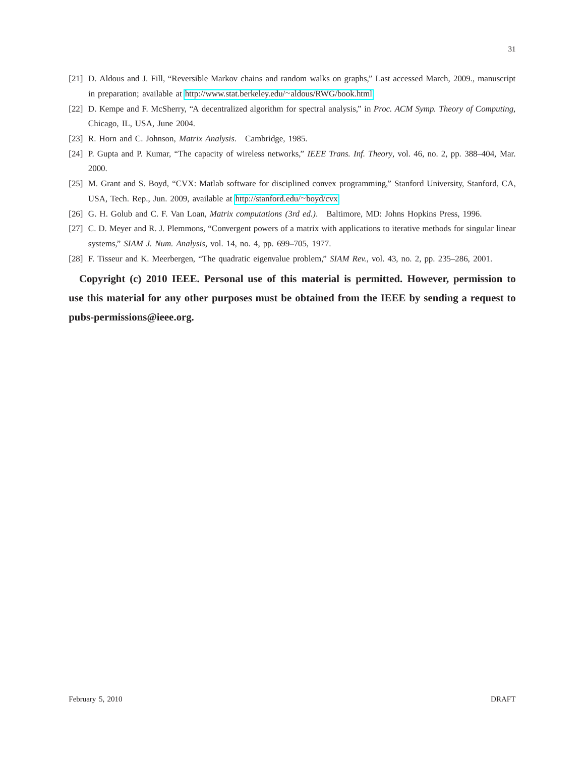[21] D. Aldous and J. Fill, "Reversible Markov chains and random walks on graphs," Last accessed March, 2009., manuscript in preparation; available at http://www.stat.berkeley.edu/~aldous/RWG/book.html

[22] D. Kempe and F. McSherry, "A decentralized algorithm for spectral analysis," in *Proc. ACM Symp. Theory of Computing*, Chicago, IL, USA, June 2004.

[23] R. Horn and C. Johnson, *Matrix Analysis*. Cambridge, 1985.

[24] P. Gupta and P. Kumar, "The capacity of wireless networks," *IEEE Trans. Inf. Theory*, vol. 46, no. 2, pp. 388–404, Mar. 2000.

[25] M. Grant and S. Boyd, "CVX: Matlab software for disciplined convex programming," Stanford University, Stanford, CA, USA, Tech. Rep., Jun. 2009, available at http://stanford.edu/~boyd/cvx

[26] G. H. Golub and C. F. Van Loan, *Matrix computations (3rd ed.)*. Baltimore, MD: Johns Hopkins Press, 1996.

[27] C. D. Meyer and R. J. Plemmons, "Convergent powers of a matrix with applications to iterative methods for singular linear systems," *SIAM J. Num. Analysis*, vol. 14, no. 4, pp. 699–705, 1977.

[28] F. Tisseur and K. Meerbergen, "The quadratic eigenvalue problem," *SIAM Rev.*, vol. 43, no. 2, pp. 235–286, 2001.

**Copyright (c) 2010 IEEE. Personal use of this material is permitted. However, permission to use this material for any other purposes must be obtained from the IEEE by sending a request to pubs-permissions@ieee.org.**